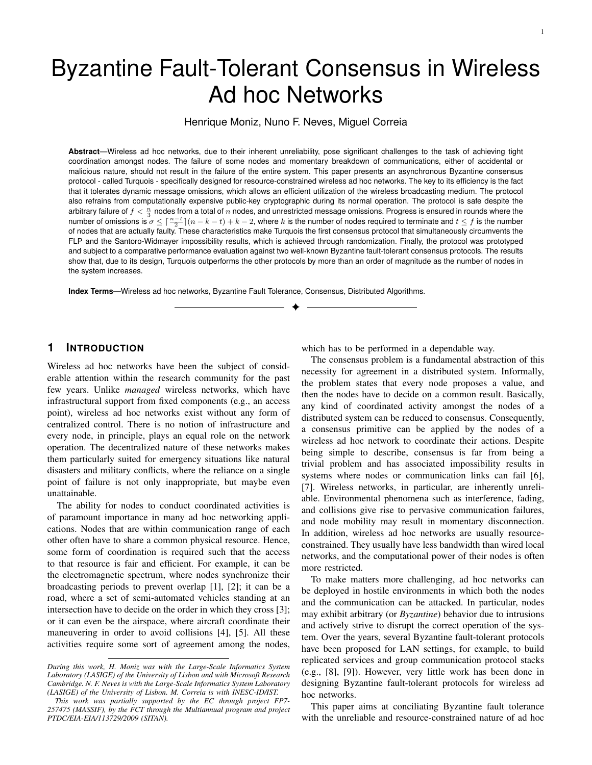# Byzantine Fault-Tolerant Consensus in Wireless Ad hoc Networks

Henrique Moniz, Nuno F. Neves, Miguel Correia

**Abstract**—Wireless ad hoc networks, due to their inherent unreliability, pose significant challenges to the task of achieving tight coordination amongst nodes. The failure of some nodes and momentary breakdown of communications, either of accidental or malicious nature, should not result in the failure of the entire system. This paper presents an asynchronous Byzantine consensus protocol - called Turquois - specifically designed for resource-constrained wireless ad hoc networks. The key to its efficiency is the fact that it tolerates dynamic message omissions, which allows an efficient utilization of the wireless broadcasting medium. The protocol also refrains from computationally expensive public-key cryptographic during its normal operation. The protocol is safe despite the arbitrary failure of $f < \frac{n}{3}$ nodes from a total of $n$ nodes, and unrestricted message omissions. Progress is ensured in rounds where the number of omissions is $\sigma \leq \lceil \frac{n-t}{2} \rceil (n-k-t) + k - 2$, where $k$ is the number of nodes required to terminate and $t \leq f$ is the number of nodes that are actually faulty. These characteristics make Turquois the first consensus protocol that simultaneously circumvents the FLP and the Santoro-Widmayer impossibility results, which is achieved through randomization. Finally, the protocol was prototyped and subject to a comparative performance evaluation against two well-known Byzantine fault-tolerant consensus protocols. The results show that, due to its design, Turquois outperforms the other protocols by more than an order of magnitude as the number of nodes in the system increases.

**Index Terms**—Wireless ad hoc networks, Byzantine Fault Tolerance, Consensus, Distributed Algorithms.

## 1 Introduction

Wireless ad hoc networks have been the subject of considerable attention within the research community for the past few years. Unlike *managed* wireless networks, which have infrastructural support from fixed components (e.g., an access point), wireless ad hoc networks exist without any form of centralized control. There is no notion of infrastructure and every node, in principle, plays an equal role on the network operation. The decentralized nature of these networks makes them particularly suited for emergency situations like natural disasters and military conflicts, where the reliance on a single point of failure is not only inappropriate, but maybe even unattainable.

The ability for nodes to conduct coordinated activities is of paramount importance in many ad hoc networking applications. Nodes that are within communication range of each other often have to share a common physical resource. Hence, some form of coordination is required such that the access to that resource is fair and efficient. For example, it can be the electromagnetic spectrum, where nodes synchronize their broadcasting periods to prevent overlap [1], [2]; it can be a road, where a set of semi-automated vehicles standing at an intersection have to decide on the order in which they cross [3]; or it can even be the airspace, where aircraft coordinate their maneuvering in order to avoid collisions [4], [5]. All these activities require some sort of agreement among the nodes, which has to be performed in a dependable way.

The consensus problem is a fundamental abstraction of this necessity for agreement in a distributed system. Informally, the problem states that every node proposes a value, and then the nodes have to decide on a common result. Basically, any kind of coordinated activity amongst the nodes of a distributed system can be reduced to consensus. Consequently, a consensus primitive can be applied by the nodes of a wireless ad hoc network to coordinate their actions. Despite being simple to describe, consensus is far from being a trivial problem and has associated impossibility results in systems where nodes or communication links can fail [6], [7]. Wireless networks, in particular, are inherently unreliable. Environmental phenomena such as interference, fading, and collisions give rise to pervasive communication failures, and node mobility may result in momentary disconnection. In addition, wireless ad hoc networks are usually resource-constrained. They usually have less bandwidth than wired local networks, and the computational power of their nodes is often more restricted.

To make matters more challenging, ad hoc networks can be deployed in hostile environments in which both the nodes and the communication can be attacked. In particular, nodes may exhibit arbitrary (or *Byzantine*) behavior due to intrusions and actively strive to disrupt the correct operation of the system. Over the years, several Byzantine fault-tolerant protocols have been proposed for LAN settings, for example, to build replicated services and group communication protocol stacks (e.g., [8], [9]). However, very little work has been done in designing Byzantine fault-tolerant protocols for wireless ad hoc networks.

This paper aims at conciliating Byzantine fault tolerance with the unreliable and resource-constrained nature of ad hoc

*During this work, H. Moniz was with the Large-Scale Informatics System Laboratory (LASIGE) of the University of Lisbon and with Microsoft Research Cambridge. N. F. Neves is with the Large-Scale Informatics System Laboratory (LASIGE) of the University of Lisbon. M. Correia is with INESC-ID/IST.*

*This work was partially supported by the EC through project FP7-257475 (MASSIF), by the FCT through the Multiannual program and project PTDC/EIA-EIA/113729/2009 (SITAN).*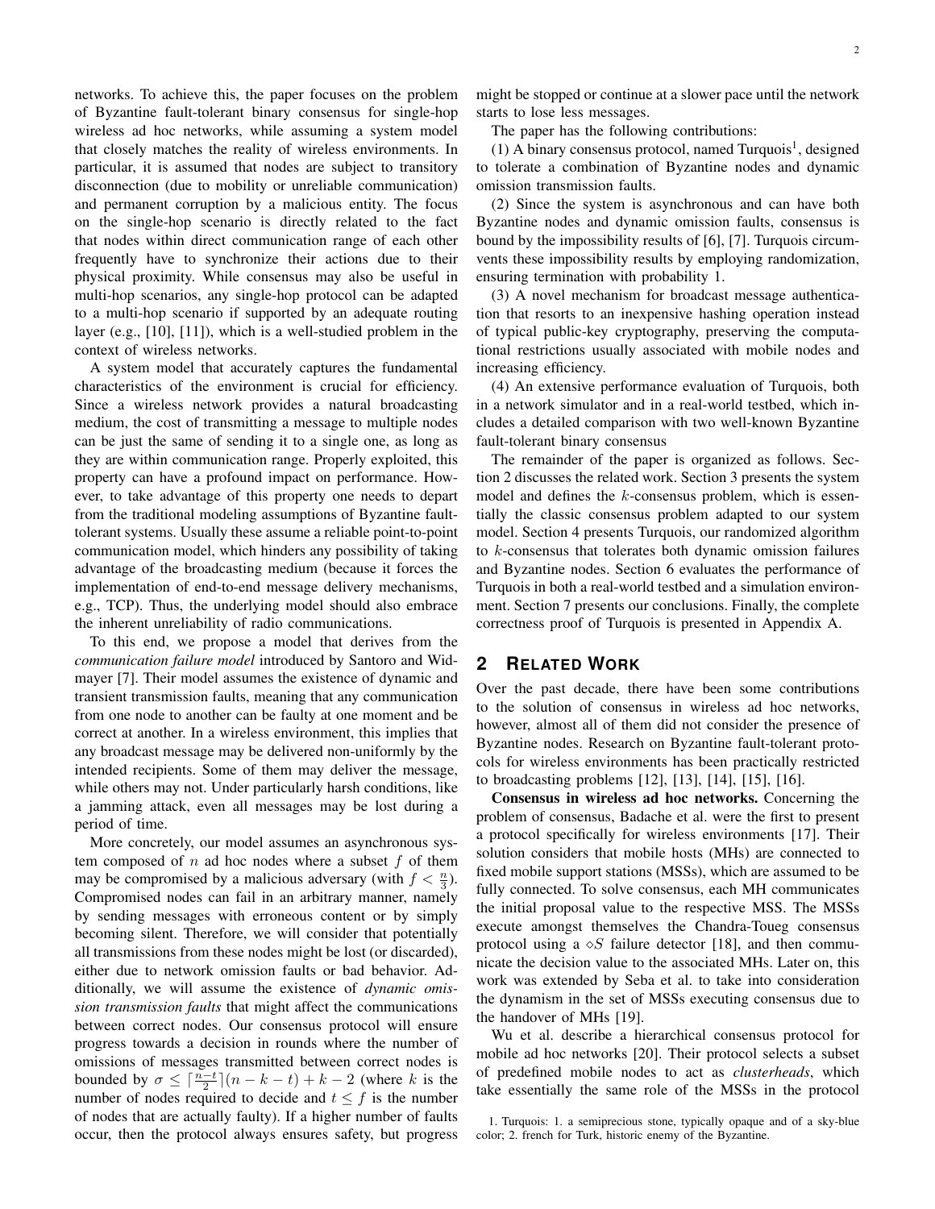networks. To achieve this, the paper focuses on the problem of Byzantine fault-tolerant binary consensus for single-hop wireless ad hoc networks, while assuming a system model that closely matches the reality of wireless environments. In particular, it is assumed that nodes are subject to transitory disconnection (due to mobility or unreliable communication) and permanent corruption by a malicious entity. The focus on the single-hop scenario is directly related to the fact that nodes within direct communication range of each other frequently have to synchronize their actions due to their physical proximity. While consensus may also be useful in multi-hop scenarios, any single-hop protocol can be adapted to a multi-hop scenario if supported by an adequate routing layer (e.g., [10], [11]), which is a well-studied problem in the context of wireless networks.

A system model that accurately captures the fundamental characteristics of the environment is crucial for efficiency. Since a wireless network provides a natural broadcasting medium, the cost of transmitting a message to multiple nodes can be just the same of sending it to a single one, as long as they are within communication range. Properly exploited, this property can have a profound impact on performance. However, to take advantage of this property one needs to depart from the traditional modeling assumptions of Byzantine fault-tolerant systems. Usually these assume a reliable point-to-point communication model, which hinders any possibility of taking advantage of the broadcasting medium (because it forces the implementation of end-to-end message delivery mechanisms, e.g., TCP). Thus, the underlying model should also embrace the inherent unreliability of radio communications.

To this end, we propose a model that derives from the *communication failure model* introduced by Santoro and Widmayer [7]. Their model assumes the existence of dynamic and transient transmission faults, meaning that any communication from one node to another can be faulty at one moment and be correct at another. In a wireless environment, this implies that any broadcast message may be delivered non-uniformly by the intended recipients. Some of them may deliver the message, while others may not. Under particularly harsh conditions, like a jamming attack, even all messages may be lost during a period of time.

More concretely, our model assumes an asynchronous system composed of $n$ ad hoc nodes where a subset $f$ of them may be compromised by a malicious adversary (with $f < \frac{n}{3}$). Compromised nodes can fail in an arbitrary manner, namely by sending messages with erroneous content or by simply becoming silent. Therefore, we will consider that potentially all transmissions from these nodes might be lost (or discarded), either due to network omission faults or bad behavior. Additionally, we will assume the existence of *dynamic omission transmission faults* that might affect the communications between correct nodes. Our consensus protocol will ensure progress towards a decision in rounds where the number of omissions of messages transmitted between correct nodes is bounded by $\sigma \leq \lceil \frac{n-t}{2} \rceil (n - k - t) + k - 2$ (where $k$ is the number of nodes required to decide and $t \leq f$ is the number of nodes that are actually faulty). If a higher number of faults occur, then the protocol always ensures safety, but progress might be stopped or continue at a slower pace until the network starts to lose less messages.

The paper has the following contributions:

(1) A binary consensus protocol, named Turquois[1], designed to tolerate a combination of Byzantine nodes and dynamic omission transmission faults.

(2) Since the system is asynchronous and can have both Byzantine nodes and dynamic omission faults, consensus is bound by the impossibility results of [6], [7]. Turquois circumvents these impossibility results by employing randomization, ensuring termination with probability 1.

(3) A novel mechanism for broadcast message authentication that resorts to an inexpensive hashing operation instead of typical public-key cryptography, preserving the computational restrictions usually associated with mobile nodes and increasing efficiency.

(4) An extensive performance evaluation of Turquois, both in a network simulator and in a real-world testbed, which includes a detailed comparison with two well-known Byzantine fault-tolerant binary consensus

The remainder of the paper is organized as follows. Section 2 discusses the related work. Section 3 presents the system model and defines the $k$-consensus problem, which is essentially the classic consensus problem adapted to our system model. Section 4 presents Turquois, our randomized algorithm to $k$-consensus that tolerates both dynamic omission failures and Byzantine nodes. Section 6 evaluates the performance of Turquois in both a real-world testbed and a simulation environment. Section 7 presents our conclusions. Finally, the complete correctness proof of Turquois is presented in Appendix A.

## 2 Related Work

Over the past decade, there have been some contributions to the solution of consensus in wireless ad hoc networks, however, almost all of them did not consider the presence of Byzantine nodes. Research on Byzantine fault-tolerant protocols for wireless environments has been practically restricted to broadcasting problems [12], [13], [14], [15], [16].

**Consensus in wireless ad hoc networks.** Concerning the problem of consensus, Badache et al. were the first to present a protocol specifically for wireless environments [17]. Their solution considers that mobile hosts (MHs) are connected to fixed mobile support stations (MSSs), which are assumed to be fully connected. To solve consensus, each MH communicates the initial proposal value to the respective MSS. The MSSs execute amongst themselves the Chandra-Toueg consensus protocol using a $\diamond S$ failure detector [18], and then communicate the decision value to the associated MHs. Later on, this work was extended by Seba et al. to take into consideration the dynamism in the set of MSSs executing consensus due to the handover of MHs [19].

Wu et al. describe a hierarchical consensus protocol for mobile ad hoc networks [20]. Their protocol selects a subset of predefined mobile nodes to act as *clusterheads*, which take essentially the same role of the MSSs in the protocol

1. Turquois: 1. a semiprecious stone, typically opaque and of a sky-blue color; 2. french for Turk, historic enemy of the Byzantine.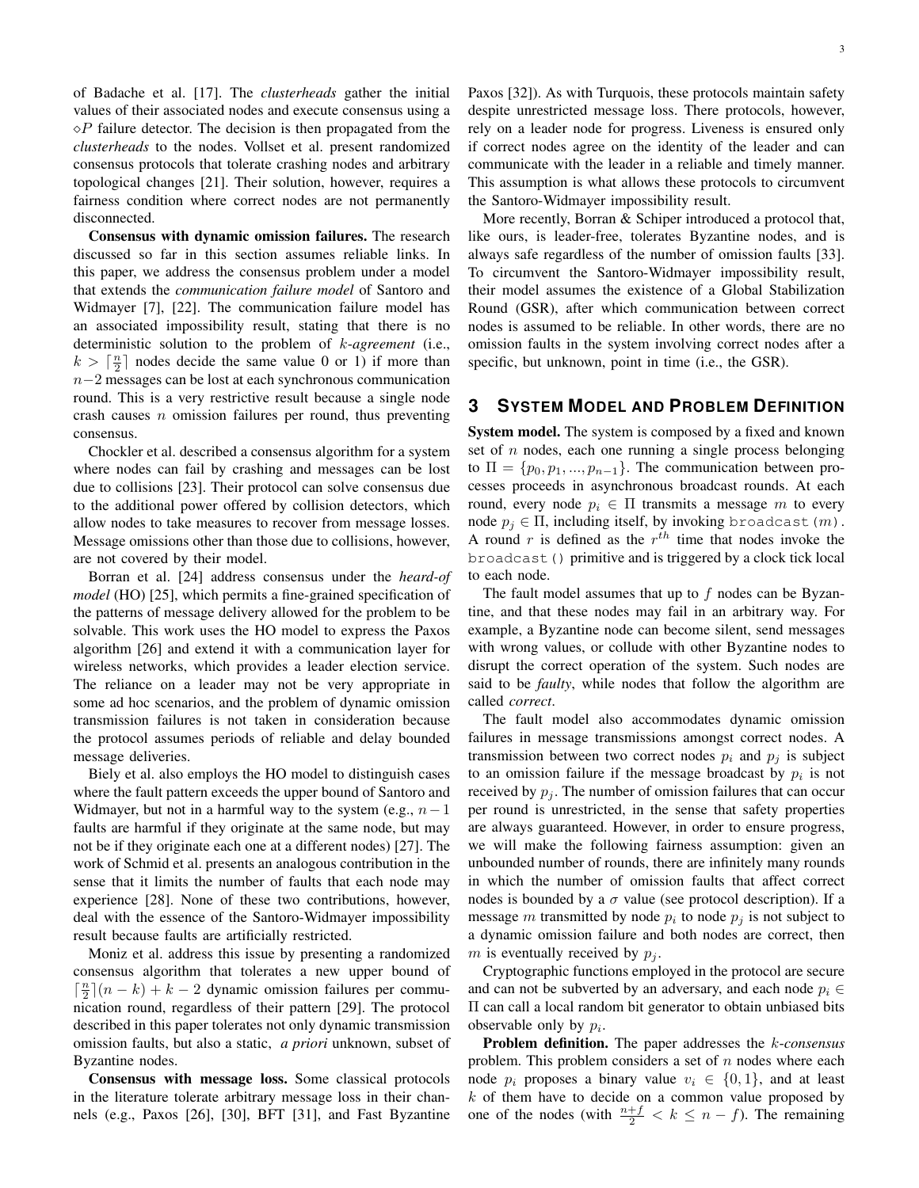of Badache et al. [17]. The *clusterheads* gather the initial values of their associated nodes and execute consensus using a $\diamond P$ failure detector. The decision is then propagated from the *clusterheads* to the nodes. Vollset et al. present randomized consensus protocols that tolerate crashing nodes and arbitrary topological changes [21]. Their solution, however, requires a fairness condition where correct nodes are not permanently disconnected.

**Consensus with dynamic omission failures.** The research discussed so far in this section assumes reliable links. In this paper, we address the consensus problem under a model that extends the *communication failure model* of Santoro and Widmayer [7], [22]. The communication failure model has an associated impossibility result, stating that there is no deterministic solution to the problem of $k$-*agreement* (i.e., $k > \lceil \frac{n}{2} \rceil$ nodes decide the same value 0 or 1) if more than $n-2$ messages can be lost at each synchronous communication round. This is a very restrictive result because a single node crash causes $n$ omission failures per round, thus preventing consensus.

Chockler et al. described a consensus algorithm for a system where nodes can fail by crashing and messages can be lost due to collisions [23]. Their protocol can solve consensus due to the additional power offered by collision detectors, which allow nodes to take measures to recover from message losses. Message omissions other than those due to collisions, however, are not covered by their model.

Borran et al. [24] address consensus under the *heard-of model* (HO) [25], which permits a fine-grained specification of the patterns of message delivery allowed for the problem to be solvable. This work uses the HO model to express the Paxos algorithm [26] and extend it with a communication layer for wireless networks, which provides a leader election service. The reliance on a leader may not be very appropriate in some ad hoc scenarios, and the problem of dynamic omission transmission failures is not taken in consideration because the protocol assumes periods of reliable and delay bounded message deliveries.

Biely et al. also employs the HO model to distinguish cases where the fault pattern exceeds the upper bound of Santoro and Widmayer, but not in a harmful way to the system (e.g., $n-1$ faults are harmful if they originate at the same node, but may not be if they originate each one at a different nodes) [27]. The work of Schmid et al. presents an analogous contribution in the sense that it limits the number of faults that each node may experience [28]. None of these two contributions, however, deal with the essence of the Santoro-Widmayer impossibility result because faults are artificially restricted.

Moniz et al. address this issue by presenting a randomized consensus algorithm that tolerates a new upper bound of $\lceil \frac{n}{2} \rceil (n-k) + k - 2$ dynamic omission failures per communication round, regardless of their pattern [29]. The protocol described in this paper tolerates not only dynamic transmission omission faults, but also a static, *a priori* unknown, subset of Byzantine nodes.

**Consensus with message loss.** Some classical protocols in the literature tolerate arbitrary message loss in their channels (e.g., Paxos [26], [30], BFT [31], and Fast Byzantine Paxos [32]). As with Turquois, these protocols maintain safety despite unrestricted message loss. There protocols, however, rely on a leader node for progress. Liveness is ensured only if correct nodes agree on the identity of the leader and can communicate with the leader in a reliable and timely manner. This assumption is what allows these protocols to circumvent the Santoro-Widmayer impossibility result.

More recently, Borran & Schiper introduced a protocol that, like ours, is leader-free, tolerates Byzantine nodes, and is always safe regardless of the number of omission faults [33]. To circumvent the Santoro-Widmayer impossibility result, their model assumes the existence of a Global Stabilization Round (GSR), after which communication between correct nodes is assumed to be reliable. In other words, there are no omission faults in the system involving correct nodes after a specific, but unknown, point in time (i.e., the GSR).

## 3 System Model and Problem Definition

**System model.** The system is composed by a fixed and known set of $n$ nodes, each one running a single process belonging to $\Pi = \{p_0, p_1, ..., p_{n-1}\}$. The communication between processes proceeds in asynchronous broadcast rounds. At each round, every node $p_i \in \Pi$ transmits a message $m$ to every node $p_j \in \Pi$, including itself, by invoking `broadcast(m)`. A round $r$ is defined as the $r^{th}$ time that nodes invoke the `broadcast()` primitive and is triggered by a clock tick local to each node.

The fault model assumes that up to $f$ nodes can be Byzantine, and that these nodes may fail in an arbitrary way. For example, a Byzantine node can become silent, send messages with wrong values, or collude with other Byzantine nodes to disrupt the correct operation of the system. Such nodes are said to be *faulty*, while nodes that follow the algorithm are called *correct*.

The fault model also accommodates dynamic omission failures in message transmissions amongst correct nodes. A transmission between two correct nodes $p_i$ and $p_j$ is subject to an omission failure if the message broadcast by $p_i$ is not received by $p_j$. The number of omission failures that can occur per round is unrestricted, in the sense that safety properties are always guaranteed. However, in order to ensure progress, we will make the following fairness assumption: given an unbounded number of rounds, there are infinitely many rounds in which the number of omission faults that affect correct nodes is bounded by a $\sigma$ value (see protocol description). If a message $m$ transmitted by node $p_i$ to node $p_j$ is not subject to a dynamic omission failure and both nodes are correct, then $m$ is eventually received by $p_j$.

Cryptographic functions employed in the protocol are secure and can not be subverted by an adversary, and each node $p_i \in \Pi$ can call a local random bit generator to obtain unbiased bits observable only by $p_i$.

**Problem definition.** The paper addresses the $k$-*consensus* problem. This problem considers a set of $n$ nodes where each node $p_i$ proposes a binary value $v_i \in \{0, 1\}$, and at least $k$ of them have to decide on a common value proposed by one of the nodes (with $\frac{n+f}{2} < k \leq n - f$). The remaining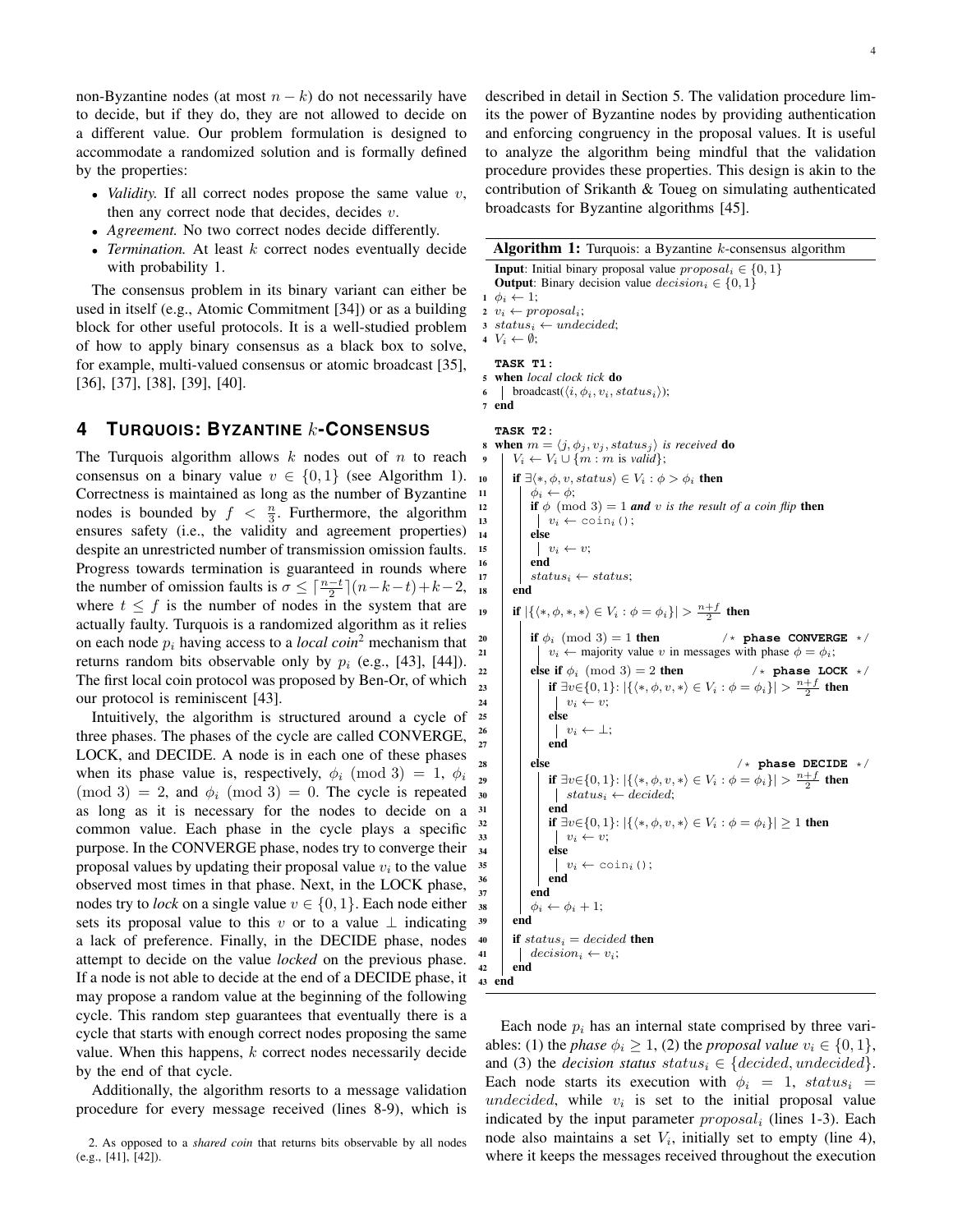non-Byzantine nodes (at most $n - k$) do not necessarily have to decide, but if they do, they are not allowed to decide on a different value. Our problem formulation is designed to accommodate a randomized solution and is formally defined by the properties:

- *Validity.* If all correct nodes propose the same value $v$, then any correct node that decides, decides $v$.
- *Agreement.* No two correct nodes decide differently.
- *Termination.* At least $k$ correct nodes eventually decide with probability 1.

The consensus problem in its binary variant can either be used in itself (e.g., Atomic Commitment [34]) or as a building block for other useful protocols. It is a well-studied problem of how to apply binary consensus as a black box to solve, for example, multi-valued consensus or atomic broadcast [35], [36], [37], [38], [39], [40].

## 4 Turquois: Byzantine $k$-Consensus

The Turquois algorithm allows $k$ nodes out of $n$ to reach consensus on a binary value $v \in \{0, 1\}$ (see Algorithm 1). Correctness is maintained as long as the number of Byzantine nodes is bounded by $f < \frac{n}{3}$. Furthermore, the algorithm ensures safety (i.e., the validity and agreement properties) despite an unrestricted number of transmission omission faults. Progress towards termination is guaranteed in rounds where the number of omission faults is $\sigma \leq \lceil \frac{n-t}{2} \rceil (n-k-t)+k-2$, where $t \leq f$ is the number of nodes in the system that are actually faulty. Turquois is a randomized algorithm as it relies on each node $p_i$ having access to a *local coin*[2] mechanism that returns random bits observable only by $p_i$ (e.g., [43], [44]). The first local coin protocol was proposed by Ben-Or, of which our protocol is reminiscent [43].

Intuitively, the algorithm is structured around a cycle of three phases. The phases of the cycle are called CONVERGE, LOCK, and DECIDE. A node is in each one of these phases when its phase value is, respectively, $\phi_i \pmod 3 = 1$, $\phi_i \pmod 3 = 2$, and $\phi_i \pmod 3 = 0$. The cycle is repeated as long as it is necessary for the nodes to decide on a common value. Each phase in the cycle plays a specific purpose. In the CONVERGE phase, nodes try to converge their proposal values by updating their proposal value $v_i$ to the value observed most times in that phase. Next, in the LOCK phase, nodes try to *lock* on a single value $v \in \{0, 1\}$. Each node either sets its proposal value to this $v$ or to a value $\perp$ indicating a lack of preference. Finally, in the DECIDE phase, nodes attempt to decide on the value *locked* on the previous phase. If a node is not able to decide at the end of a DECIDE phase, it may propose a random value at the beginning of the following cycle. This random step guarantees that eventually there is a cycle that starts with enough correct nodes proposing the same value. When this happens, $k$ correct nodes necessarily decide by the end of that cycle.

Additionally, the algorithm resorts to a message validation procedure for every message received (lines 8-9), which is described in detail in Section 5. The validation procedure limits the power of Byzantine nodes by providing authentication and enforcing congruency in the proposal values. It is useful to analyze the algorithm being mindful that the validation procedure provides these properties. This design is akin to the contribution of Srikanth & Toueg on simulating authenticated broadcasts for Byzantine algorithms [45].

**Algorithm 1:** Turquois: a Byzantine $k$-consensus algorithm

```
Input: Initial binary proposal value proposal_i ∈ {0,1}
Output: Binary decision value decision_i ∈ {0,1}
1  φ_i ← 1;
2  v_i ← proposal_i;
3  status_i ← undecided;
4  V_i ← ∅;

   TASK T1:
5  when local clock tick do
6  |  broadcast(⟨i, φ_i, v_i, status_i⟩);
7  end

   TASK T2:
8  when m = ⟨j, φ_j, v_j, status_j⟩ is received do
9  |  V_i ← V_i ∪ {m : m is valid};
10 |  if ∃⟨*, φ, v, status⟩ ∈ V_i : φ > φ_i then
11 |  |  φ_i ← φ;
12 |  |  if φ (mod 3) = 1 and v is the result of a coin flip then
13 |  |  |  v_i ← coin_i();
14 |  |  else
15 |  |  |  v_i ← v;
16 |  |  end
17 |  |  status_i ← status;
18 |  end
19 |  if |{⟨*, φ, *, *⟩ ∈ V_i : φ = φ_i}| > (n+f)/2 then
20 |  |  if φ_i (mod 3) = 1 then                         /* phase CONVERGE */
21 |  |  |  v_i ← majority value v in messages with phase φ = φ_i;
22 |  |  else if φ_i (mod 3) = 2 then                    /* phase LOCK */
23 |  |  |  if ∃v∈{0,1}: |{⟨*, φ, v, *⟩ ∈ V_i : φ = φ_i}| > (n+f)/2 then
24 |  |  |  |  v_i ← v;
25 |  |  |  else
26 |  |  |  |  v_i ← ⊥;
27 |  |  |  end
28 |  |  else                                            /* phase DECIDE */
29 |  |  |  if ∃v∈{0,1}: |{⟨*, φ, v, *⟩ ∈ V_i : φ = φ_i}| > (n+f)/2 then
30 |  |  |  |  status_i ← decided;
31 |  |  |  end
32 |  |  |  if ∃v∈{0,1}: |{⟨*, φ, v, *⟩ ∈ V_i : φ = φ_i}| ≥ 1 then
33 |  |  |  |  v_i ← v;
34 |  |  |  else
35 |  |  |  |  v_i ← coin_i();
36 |  |  |  end
37 |  |  end
38 |  |  φ_i ← φ_i + 1;
39 |  end
40 |  if status_i = decided then
41 |  |  decision_i ← v_i;
42 |  end
43 end
```

Each node $p_i$ has an internal state comprised by three variables: (1) the *phase* $\phi_i \geq 1$, (2) the *proposal value* $v_i \in \{0, 1\}$, and (3) the *decision status* $status_i \in \{decided, undecided\}$. Each node starts its execution with $\phi_i = 1$, $status_i = undecided$, while $v_i$ is set to the initial proposal value indicated by the input parameter $proposal_i$ (lines 1-3). Each node also maintains a set $V_i$, initially set to empty (line 4), where it keeps the messages received throughout the execution

2. As opposed to a *shared coin* that returns bits observable by all nodes (e.g., [41], [42]).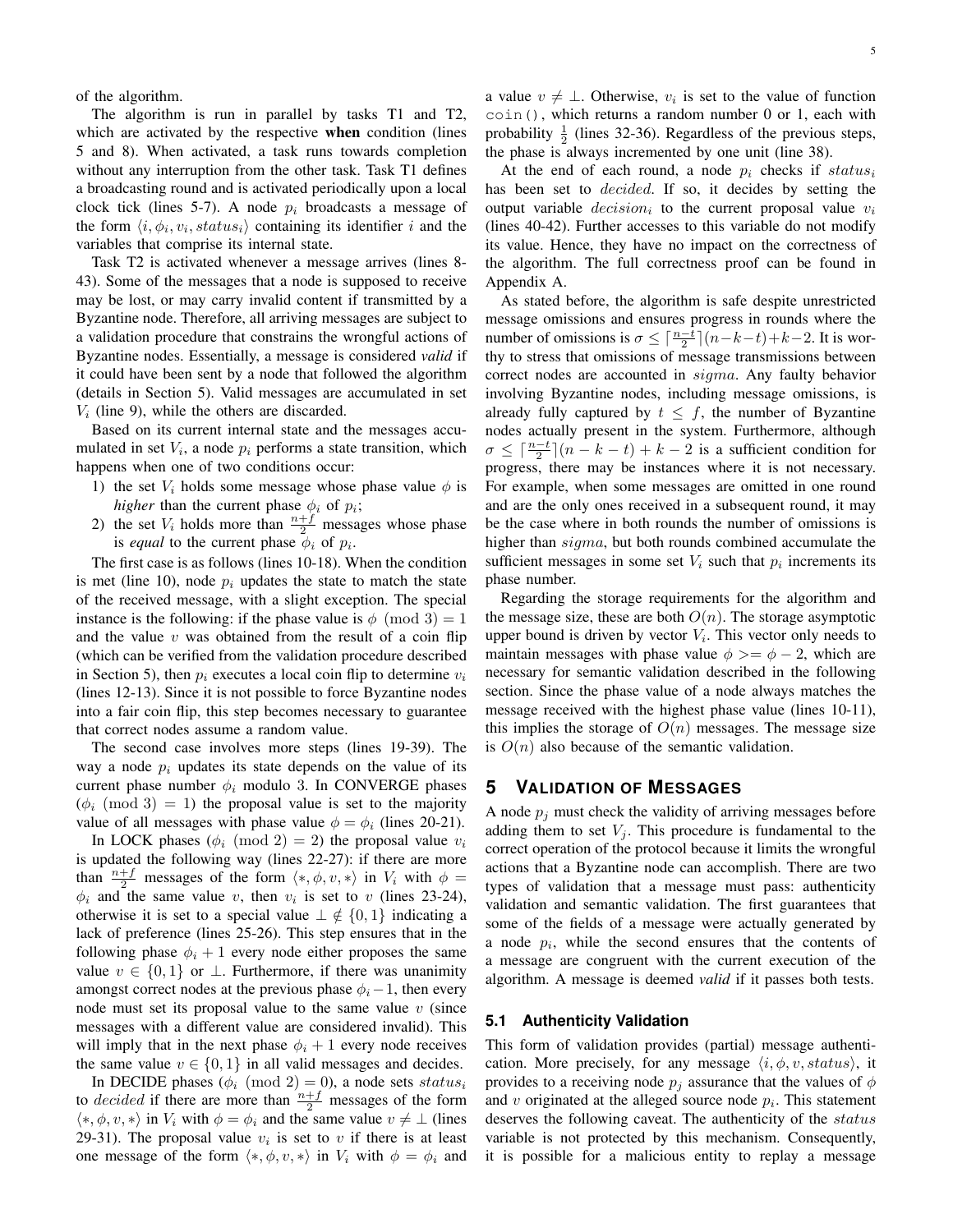of the algorithm.

The algorithm is run in parallel by tasks T1 and T2, which are activated by the respective **when** condition (lines 5 and 8). When activated, a task runs towards completion without any interruption from the other task. Task T1 defines a broadcasting round and is activated periodically upon a local clock tick (lines 5-7). A node $p_i$ broadcasts a message of the form $\langle i, \phi_i, v_i, status_i \rangle$ containing its identifier $i$ and the variables that comprise its internal state.

Task T2 is activated whenever a message arrives (lines 8-43). Some of the messages that a node is supposed to receive may be lost, or may carry invalid content if transmitted by a Byzantine node. Therefore, all arriving messages are subject to a validation procedure that constrains the wrongful actions of Byzantine nodes. Essentially, a message is considered *valid* if it could have been sent by a node that followed the algorithm (details in Section 5). Valid messages are accumulated in set $V_i$ (line 9), while the others are discarded.

Based on its current internal state and the messages accumulated in set $V_i$, a node $p_i$ performs a state transition, which happens when one of two conditions occur:

1) the set $V_i$ holds some message whose phase value $\phi$ is *higher* than the current phase $\phi_i$ of $p_i$;
2) the set $V_i$ holds more than $\frac{n+f}{2}$ messages whose phase is *equal* to the current phase $\phi_i$ of $p_i$.

The first case is as follows (lines 10-18). When the condition is met (line 10), node $p_i$ updates the state to match the state of the received message, with a slight exception. The special instance is the following: if the phase value is $\phi \pmod 3 = 1$ and the value $v$ was obtained from the result of a coin flip (which can be verified from the validation procedure described in Section 5), then $p_i$ executes a local coin flip to determine $v_i$ (lines 12-13). Since it is not possible to force Byzantine nodes into a fair coin flip, this step becomes necessary to guarantee that correct nodes assume a random value.

The second case involves more steps (lines 19-39). The way a node $p_i$ updates its state depends on the value of its current phase number $\phi_i$ modulo 3. In CONVERGE phases ($\phi_i \pmod 3) = 1$) the proposal value is set to the majority value of all messages with phase value $\phi = \phi_i$ (lines 20-21).

In LOCK phases ($\phi_i \pmod 2) = 2$) the proposal value $v_i$ is updated the following way (lines 22-27): if there are more than $\frac{n+f}{2}$ messages of the form $\langle *, \phi, v, * \rangle$ in $V_i$ with $\phi = \phi_i$ and the same value $v$, then $v_i$ is set to $v$ (lines 23-24), otherwise it is set to a special value $\perp \notin \{0, 1\}$ indicating a lack of preference (lines 25-26). This step ensures that in the following phase $\phi_i + 1$ every node either proposes the same value $v \in \{0, 1\}$ or $\perp$. Furthermore, if there was unanimity amongst correct nodes at the previous phase $\phi_i - 1$, then every node must set its proposal value to the same value $v$ (since messages with a different value are considered invalid). This will imply that in the next phase $\phi_i + 1$ every node receives the same value $v \in \{0, 1\}$ in all valid messages and decides.

In DECIDE phases ($\phi_i \pmod 2) = 0$), a node sets $status_i$ to $decided$ if there are more than $\frac{n+f}{2}$ messages of the form $\langle *, \phi, v, * \rangle$ in $V_i$ with $\phi = \phi_i$ and the same value $v \neq \perp$ (lines 29-31). The proposal value $v_i$ is set to $v$ if there is at least one message of the form $\langle *, \phi, v, * \rangle$ in $V_i$ with $\phi = \phi_i$ and a value $v \neq \perp$. Otherwise, $v_i$ is set to the value of function `coin()`, which returns a random number 0 or 1, each with probability $\frac{1}{2}$ (lines 32-36). Regardless of the previous steps, the phase is always incremented by one unit (line 38).

At the end of each round, a node $p_i$ checks if $status_i$ has been set to $decided$. If so, it decides by setting the output variable $decision_i$ to the current proposal value $v_i$ (lines 40-42). Further accesses to this variable do not modify its value. Hence, they have no impact on the correctness of the algorithm. The full correctness proof can be found in Appendix A.

As stated before, the algorithm is safe despite unrestricted message omissions and ensures progress in rounds where the number of omissions is $\sigma \leq \lceil \frac{n-t}{2} \rceil (n-k-t)+k-2$. It is worthy to stress that omissions of message transmissions between correct nodes are accounted in $sigma$. Any faulty behavior involving Byzantine nodes, including message omissions, is already fully captured by $t \leq f$, the number of Byzantine nodes actually present in the system. Furthermore, although $\sigma \leq \lceil \frac{n-t}{2} \rceil (n-k-t)+k-2$ is a sufficient condition for progress, there may be instances where it is not necessary. For example, when some messages are omitted in one round and are the only ones received in a subsequent round, it may be the case where in both rounds the number of omissions is higher than $sigma$, but both rounds combined accumulate the sufficient messages in some set $V_i$ such that $p_i$ increments its phase number.

Regarding the storage requirements for the algorithm and the message size, these are both $O(n)$. The storage asymptotic upper bound is driven by vector $V_i$. This vector only needs to maintain messages with phase value $\phi >= \phi - 2$, which are necessary for semantic validation described in the following section. Since the phase value of a node always matches the message received with the highest phase value (lines 10-11), this implies the storage of $O(n)$ messages. The message size is $O(n)$ also because of the semantic validation.

## 5 Validation of Messages

A node $p_j$ must check the validity of arriving messages before adding them to set $V_j$. This procedure is fundamental to the correct operation of the protocol because it limits the wrongful actions that a Byzantine node can accomplish. There are two types of validation that a message must pass: authenticity validation and semantic validation. The first guarantees that some of the fields of a message were actually generated by a node $p_i$, while the second ensures that the contents of a message are congruent with the current execution of the algorithm. A message is deemed *valid* if it passes both tests.

### 5.1 Authenticity Validation

This form of validation provides (partial) message authentication. More precisely, for any message $\langle i, \phi, v, status \rangle$, it provides to a receiving node $p_j$ assurance that the values of $\phi$ and $v$ originated at the alleged source node $p_i$. This statement deserves the following caveat. The authenticity of the $status$ variable is not protected by this mechanism. Consequently, it is possible for a malicious entity to replay a message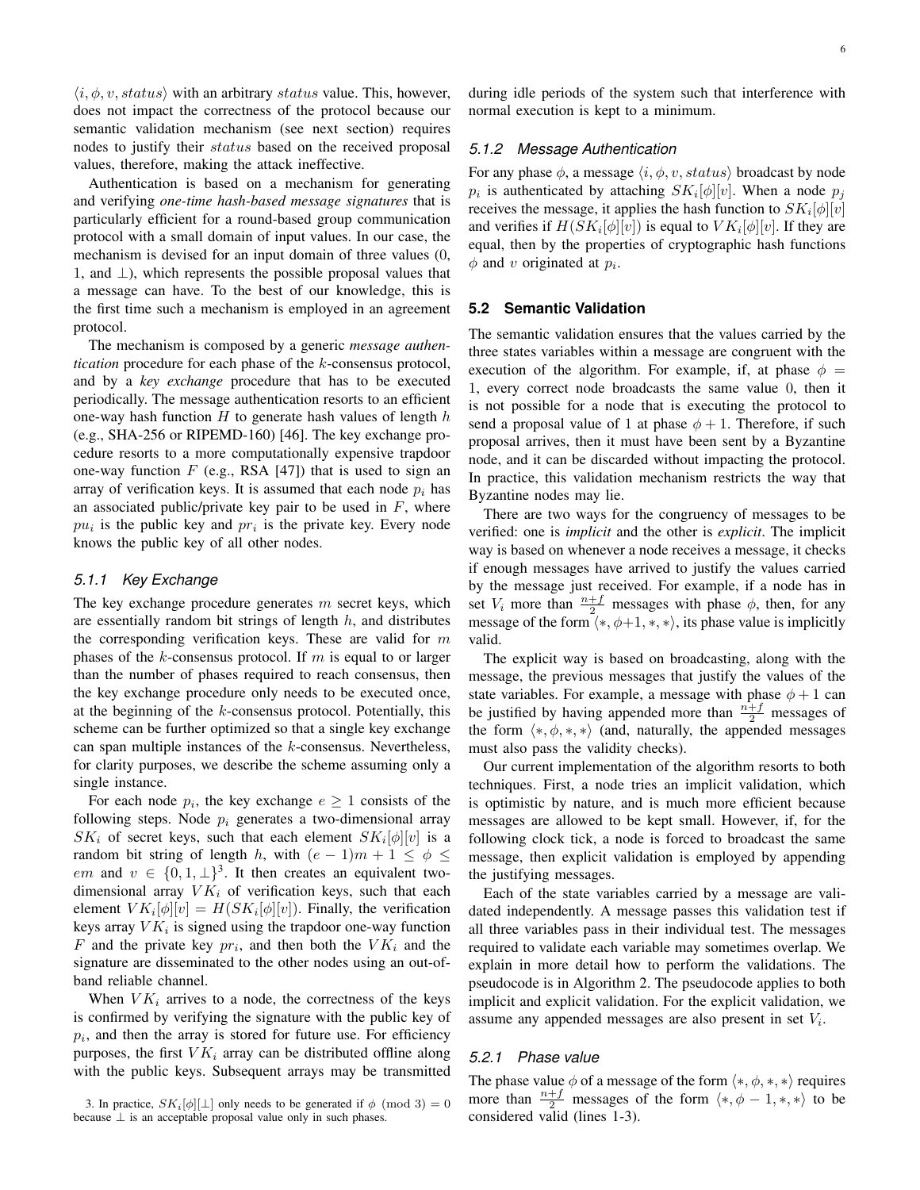$\langle i, \phi, v, status \rangle$ with an arbitrary $status$ value. This, however, does not impact the correctness of the protocol because our semantic validation mechanism (see next section) requires nodes to justify their $status$ based on the received proposal values, therefore, making the attack ineffective.

Authentication is based on a mechanism for generating and verifying *one-time hash-based message signatures* that is particularly efficient for a round-based group communication protocol with a small domain of input values. In our case, the mechanism is devised for an input domain of three values (0, 1, and $\perp$), which represents the possible proposal values that a message can have. To the best of our knowledge, this is the first time such a mechanism is employed in an agreement protocol.

The mechanism is composed by a generic *message authentication* procedure for each phase of the $k$-consensus protocol, and by a *key exchange* procedure that has to be executed periodically. The message authentication resorts to an efficient one-way hash function $H$ to generate hash values of length $h$ (e.g., SHA-256 or RIPEMD-160) [46]. The key exchange procedure resorts to a more computationally expensive trapdoor one-way function $F$ (e.g., RSA [47]) that is used to sign an array of verification keys. It is assumed that each node $p_i$ has an associated public/private key pair to be used in $F$, where $pu_i$ is the public key and $pr_i$ is the private key. Every node knows the public key of all other nodes.

#### 5.1.1 Key Exchange

The key exchange procedure generates $m$ secret keys, which are essentially random bit strings of length $h$, and distributes the corresponding verification keys. These are valid for $m$ phases of the $k$-consensus protocol. If $m$ is equal to or larger than the number of phases required to reach consensus, then the key exchange procedure only needs to be executed once, at the beginning of the $k$-consensus protocol. Potentially, this scheme can be further optimized so that a single key exchange can span multiple instances of the $k$-consensus. Nevertheless, for clarity purposes, we describe the scheme assuming only a single instance.

For each node $p_i$, the key exchange $e \geq 1$ consists of the following steps. Node $p_i$ generates a two-dimensional array $SK_i$ of secret keys, such that each element $SK_i[\phi][v]$ is a random bit string of length $h$, with $(e-1)m + 1 \leq \phi \leq em$ and $v \in \{0, 1, \perp\}$[3]. It then creates an equivalent two-dimensional array $VK_i$ of verification keys, such that each element $VK_i[\phi][v] = H(SK_i[\phi][v])$. Finally, the verification keys array $VK_i$ is signed using the trapdoor one-way function $F$ and the private key $pr_i$, and then both the $VK_i$ and the signature are disseminated to the other nodes using an out-of-band reliable channel.

When $VK_i$ arrives to a node, the correctness of the keys is confirmed by verifying the signature with the public key of $p_i$, and then the array is stored for future use. For efficiency purposes, the first $VK_i$ array can be distributed offline along with the public keys. Subsequent arrays may be transmitted during idle periods of the system such that interference with normal execution is kept to a minimum.

#### 5.1.2 Message Authentication

For any phase $\phi$, a message $\langle i, \phi, v, status \rangle$ broadcast by node $p_i$ is authenticated by attaching $SK_i[\phi][v]$. When a node $p_j$ receives the message, it applies the hash function to $SK_i[\phi][v]$ and verifies if $H(SK_i[\phi][v])$ is equal to $VK_i[\phi][v]$. If they are equal, then by the properties of cryptographic hash functions $\phi$ and $v$ originated at $p_i$.

### 5.2 Semantic Validation

The semantic validation ensures that the values carried by the three states variables within a message are congruent with the execution of the algorithm. For example, if, at phase $\phi = 1$, every correct node broadcasts the same value 0, then it is not possible for a node that is executing the protocol to send a proposal value of 1 at phase $\phi + 1$. Therefore, if such proposal arrives, then it must have been sent by a Byzantine node, and it can be discarded without impacting the protocol. In practice, this validation mechanism restricts the way that Byzantine nodes may lie.

There are two ways for the congruency of messages to be verified: one is *implicit* and the other is *explicit*. The implicit way is based on whenever a node receives a message, it checks if enough messages have arrived to justify the values carried by the message just received. For example, if a node has in set $V_i$ more than $\frac{n+f}{2}$ messages with phase $\phi$, then, for any message of the form $\langle *, \phi+1, *, * \rangle$, its phase value is implicitly valid.

The explicit way is based on broadcasting, along with the message, the previous messages that justify the values of the state variables. For example, a message with phase $\phi + 1$ can be justified by having appended more than $\frac{n+f}{2}$ messages of the form $\langle *, \phi, *, * \rangle$ (and, naturally, the appended messages must also pass the validity checks).

Our current implementation of the algorithm resorts to both techniques. First, a node tries an implicit validation, which is optimistic by nature, and is much more efficient because messages are allowed to be kept small. However, if, for the following clock tick, a node is forced to broadcast the same message, then explicit validation is employed by appending the justifying messages.

Each of the state variables carried by a message are validated independently. A message passes this validation test if all three variables pass in their individual test. The messages required to validate each variable may sometimes overlap. We explain in more detail how to perform the validations. The pseudocode is in Algorithm 2. The pseudocode applies to both implicit and explicit validation. For the explicit validation, we assume any appended messages are also present in set $V_i$.

#### 5.2.1 Phase value

The phase value $\phi$ of a message of the form $\langle *, \phi, *, * \rangle$ requires more than $\frac{n+f}{2}$ messages of the form $\langle *, \phi - 1, *, * \rangle$ to be considered valid (lines 1-3).

3. In practice, $SK_i[\phi][\perp]$ only needs to be generated if $\phi \pmod 3 = 0$ because $\perp$ is an acceptable proposal value only in such phases.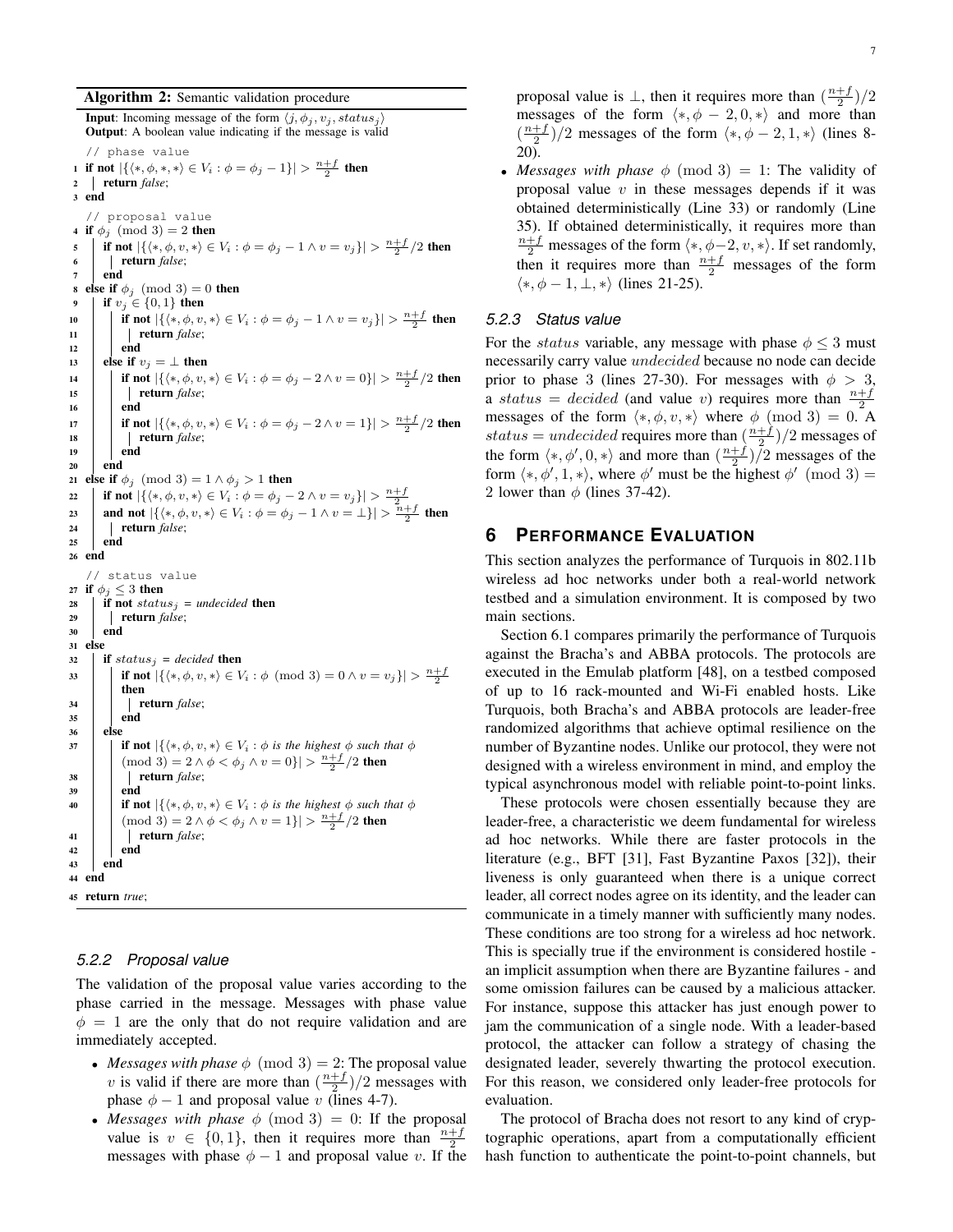**Algorithm 2:** Semantic validation procedure

**Input**: Incoming message of the form $\langle j, \phi_j, v_j, status_j \rangle$
**Output**: A boolean value indicating if the message is valid

```
   // phase value
1  if not |{⟨*, φ, *, *⟩ ∈ V_i : φ = φ_j − 1}| > (n+f)/2 then
2      return false;
3  end
   // proposal value
4  if φ_j (mod 3) = 2 then
5      if not |{⟨*, φ, v, *⟩ ∈ V_i : φ = φ_j − 1 ∧ v = v_j}| > ((n+f)/2)/2 then
6          return false;
7      end
8  else if φ_j (mod 3) = 0 then
9      if v_j ∈ {0, 1} then
10         if not |{⟨*, φ, v, *⟩ ∈ V_i : φ = φ_j − 1 ∧ v = v_j}| > (n+f)/2 then
11             return false;
12         end
13     else if v_j = ⊥ then
14         if not |{⟨*, φ, v, *⟩ ∈ V_i : φ = φ_j − 2 ∧ v = 0}| > ((n+f)/2)/2 then
15             return false;
16         end
17         if not |{⟨*, φ, v, *⟩ ∈ V_i : φ = φ_j − 2 ∧ v = 1}| > ((n+f)/2)/2 then
18             return false;
19         end
20     end
21 else if φ_j (mod 3) = 1 ∧ φ_j > 1 then
22     if not |{⟨*, φ, v, *⟩ ∈ V_i : φ = φ_j − 2 ∧ v = v_j}| > (n+f)/2
23     and not |{⟨*, φ, v, *⟩ ∈ V_i : φ = φ_j − 1 ∧ v = ⊥}| > (n+f)/2 then
24         return false;
25     end
26 end
   // status value
27 if φ_j ≤ 3 then
28     if not status_j = undecided then
29         return false;
30     end
31 else
32     if status_j = decided then
33         if not |{⟨*, φ, v, *⟩ ∈ V_i : φ (mod 3) = 0 ∧ v = v_j}| > (n+f)/2
           then
34             return false;
35         end
36     else
37         if not |{⟨*, φ, v, *⟩ ∈ V_i : φ is the highest φ such that φ
           (mod 3) = 2 ∧ φ < φ_j ∧ v = 0}| > ((n+f)/2)/2 then
38             return false;
39         end
40         if not |{⟨*, φ, v, *⟩ ∈ V_i : φ is the highest φ such that φ
           (mod 3) = 2 ∧ φ < φ_j ∧ v = 1}| > ((n+f)/2)/2 then
41             return false;
42         end
43     end
44 end
45 return true;
```

#### 5.2.2 Proposal value

The validation of the proposal value varies according to the phase carried in the message. Messages with phase value $\phi = 1$ are the only that do not require validation and are immediately accepted.

- *Messages with phase* $\phi \pmod 3 = 2$: The proposal value $v$ is valid if there are more than $(\frac{n+f}{2})/2$ messages with phase $\phi - 1$ and proposal value $v$ (lines 4-7).
- *Messages with phase* $\phi \pmod 3 = 0$: If the proposal value is $v \in \{0, 1\}$, then it requires more than $\frac{n+f}{2}$ messages with phase $\phi - 1$ and proposal value $v$. If the proposal value is $\perp$, then it requires more than $(\frac{n+f}{2})/2$ messages of the form $\langle *, \phi - 2, 0, * \rangle$ and more than $(\frac{n+f}{2})/2$ messages of the form $\langle *, \phi - 2, 1, * \rangle$ (lines 8-20).
- *Messages with phase* $\phi \pmod 3 = 1$: The validity of proposal value $v$ in these messages depends if it was obtained deterministically (Line 33) or randomly (Line 35). If obtained deterministically, it requires more than $\frac{n+f}{2}$ messages of the form $\langle *, \phi - 2, v, * \rangle$. If set randomly, then it requires more than $\frac{n+f}{2}$ messages of the form $\langle *, \phi - 1, \perp, * \rangle$ (lines 21-25).

#### 5.2.3 Status value

For the $status$ variable, any message with phase $\phi \leq 3$ must necessarily carry value $undecided$ because no node can decide prior to phase 3 (lines 27-30). For messages with $\phi > 3$, a $status = decided$ (and value $v$) requires more than $\frac{n+f}{2}$ messages of the form $\langle *, \phi, v, * \rangle$ where $\phi \pmod 3 = 0$. A $status = undecided$ requires more than $(\frac{n+f}{2})/2$ messages of the form $\langle *, \phi', 0, * \rangle$ and more than $(\frac{n+f}{2})/2$ messages of the form $\langle *, \phi', 1, * \rangle$, where $\phi'$ must be the highest $\phi' \pmod 3 = 2$ lower than $\phi$ (lines 37-42).

## 6 Performance Evaluation

This section analyzes the performance of Turquois in 802.11b wireless ad hoc networks under both a real-world network testbed and a simulation environment. It is composed by two main sections.

Section 6.1 compares primarily the performance of Turquois against the Bracha's and ABBA protocols. The protocols are executed in the Emulab platform [48], on a testbed composed of up to 16 rack-mounted and Wi-Fi enabled hosts. Like Turquois, both Bracha's and ABBA protocols are leader-free randomized algorithms that achieve optimal resilience on the number of Byzantine nodes. Unlike our protocol, they were not designed with a wireless environment in mind, and employ the typical asynchronous model with reliable point-to-point links.

These protocols were chosen essentially because they are leader-free, a characteristic we deem fundamental for wireless ad hoc networks. While there are faster protocols in the literature (e.g., BFT [31], Fast Byzantine Paxos [32]), their liveness is only guaranteed when there is a unique correct leader, all correct nodes agree on its identity, and the leader can communicate in a timely manner with sufficiently many nodes. These conditions are too strong for a wireless ad hoc network. This is specially true if the environment is considered hostile - an implicit assumption when there are Byzantine failures - and some omission failures can be caused by a malicious attacker. For instance, suppose this attacker has just enough power to jam the communication of a single node. With a leader-based protocol, the attacker can follow a strategy of chasing the designated leader, severely thwarting the protocol execution. For this reason, we considered only leader-free protocols for evaluation.

The protocol of Bracha does not resort to any kind of cryptographic operations, apart from a computationally efficient hash function to authenticate the point-to-point channels, but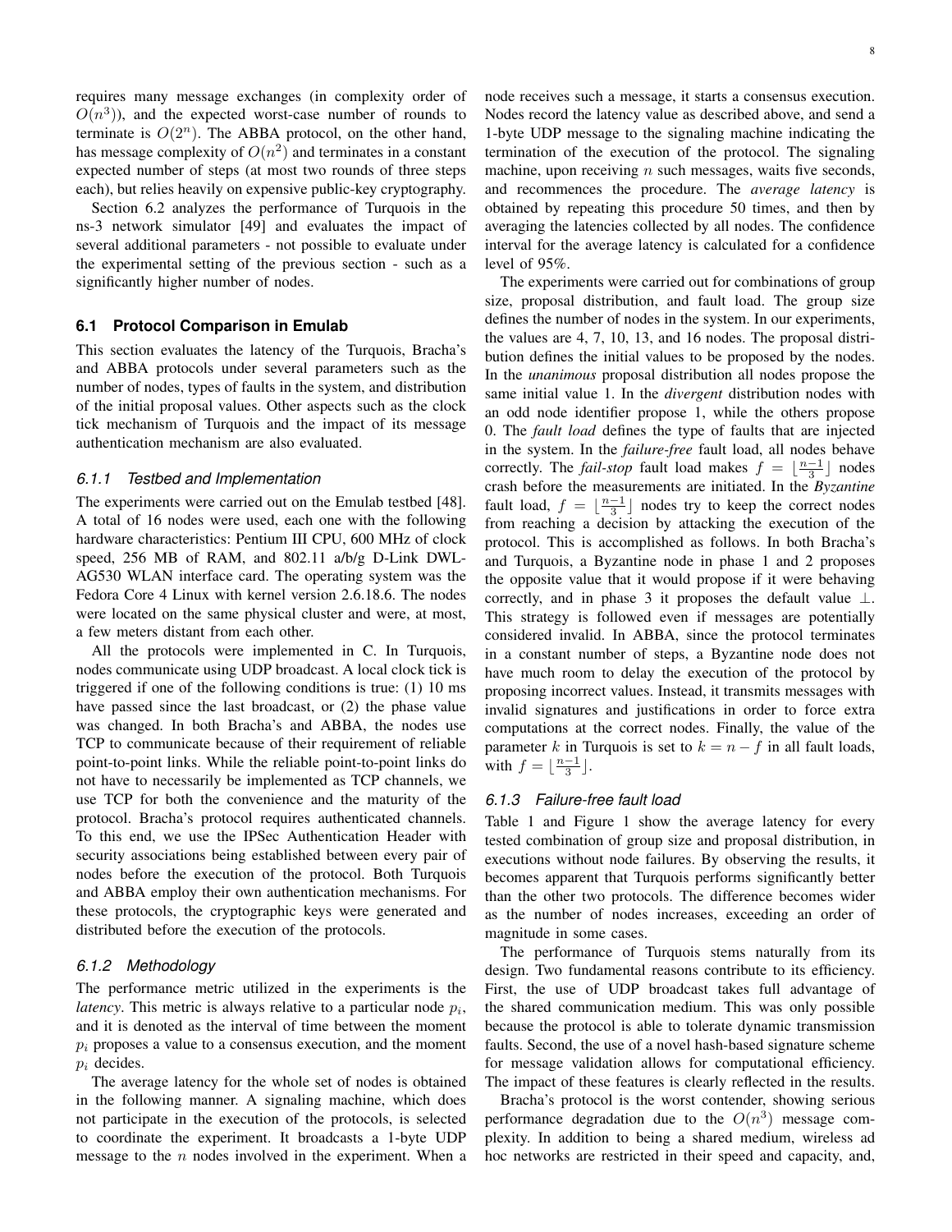requires many message exchanges (in complexity order of $O(n^3)$), and the expected worst-case number of rounds to terminate is $O(2^n)$. The ABBA protocol, on the other hand, has message complexity of $O(n^2)$ and terminates in a constant expected number of steps (at most two rounds of three steps each), but relies heavily on expensive public-key cryptography.

Section 6.2 analyzes the performance of Turquois in the ns-3 network simulator [49] and evaluates the impact of several additional parameters - not possible to evaluate under the experimental setting of the previous section - such as a significantly higher number of nodes.

### 6.1 Protocol Comparison in Emulab

This section evaluates the latency of the Turquois, Bracha's and ABBA protocols under several parameters such as the number of nodes, types of faults in the system, and distribution of the initial proposal values. Other aspects such as the clock tick mechanism of Turquois and the impact of its message authentication mechanism are also evaluated.

#### 6.1.1 Testbed and Implementation

The experiments were carried out on the Emulab testbed [48]. A total of 16 nodes were used, each one with the following hardware characteristics: Pentium III CPU, 600 MHz of clock speed, 256 MB of RAM, and 802.11 a/b/g D-Link DWL-AG530 WLAN interface card. The operating system was the Fedora Core 4 Linux with kernel version 2.6.18.6. The nodes were located on the same physical cluster and were, at most, a few meters distant from each other.

All the protocols were implemented in C. In Turquois, nodes communicate using UDP broadcast. A local clock tick is triggered if one of the following conditions is true: (1) 10 ms have passed since the last broadcast, or (2) the phase value was changed. In both Bracha's and ABBA, the nodes use TCP to communicate because of their requirement of reliable point-to-point links. While the reliable point-to-point links do not have to necessarily be implemented as TCP channels, we use TCP for both the convenience and the maturity of the protocol. Bracha's protocol requires authenticated channels. To this end, we use the IPSec Authentication Header with security associations being established between every pair of nodes before the execution of the protocol. Both Turquois and ABBA employ their own authentication mechanisms. For these protocols, the cryptographic keys were generated and distributed before the execution of the protocols.

#### 6.1.2 Methodology

The performance metric utilized in the experiments is the *latency*. This metric is always relative to a particular node $p_i$, and it is denoted as the interval of time between the moment $p_i$ proposes a value to a consensus execution, and the moment $p_i$ decides.

The average latency for the whole set of nodes is obtained in the following manner. A signaling machine, which does not participate in the execution of the protocols, is selected to coordinate the experiment. It broadcasts a 1-byte UDP message to the $n$ nodes involved in the experiment. When a node receives such a message, it starts a consensus execution. Nodes record the latency value as described above, and send a 1-byte UDP message to the signaling machine indicating the termination of the execution of the protocol. The signaling machine, upon receiving $n$ such messages, waits five seconds, and recommences the procedure. The *average latency* is obtained by repeating this procedure 50 times, and then by averaging the latencies collected by all nodes. The confidence interval for the average latency is calculated for a confidence level of 95%.

The experiments were carried out for combinations of group size, proposal distribution, and fault load. The group size defines the number of nodes in the system. In our experiments, the values are 4, 7, 10, 13, and 16 nodes. The proposal distribution defines the initial values to be proposed by the nodes. In the *unanimous* proposal distribution all nodes propose the same initial value 1. In the *divergent* distribution nodes with an odd node identifier propose 1, while the others propose 0. The *fault load* defines the type of faults that are injected in the system. In the *failure-free* fault load, all nodes behave correctly. The *fail-stop* fault load makes $f = \lfloor \frac{n-1}{3} \rfloor$ nodes crash before the measurements are initiated. In the *Byzantine* fault load, $f = \lfloor \frac{n-1}{3} \rfloor$ nodes try to keep the correct nodes from reaching a decision by attacking the execution of the protocol. This is accomplished as follows. In both Bracha's and Turquois, a Byzantine node in phase 1 and 2 proposes the opposite value that it would propose if it were behaving correctly, and in phase 3 it proposes the default value $\perp$. This strategy is followed even if messages are potentially considered invalid. In ABBA, since the protocol terminates in a constant number of steps, a Byzantine node does not have much room to delay the execution of the protocol by proposing incorrect values. Instead, it transmits messages with invalid signatures and justifications in order to force extra computations at the correct nodes. Finally, the value of the parameter $k$ in Turquois is set to $k = n - f$ in all fault loads, with $f = \lfloor \frac{n-1}{3} \rfloor$.

#### 6.1.3 Failure-free fault load

Table 1 and Figure 1 show the average latency for every tested combination of group size and proposal distribution, in executions without node failures. By observing the results, it becomes apparent that Turquois performs significantly better than the other two protocols. The difference becomes wider as the number of nodes increases, exceeding an order of magnitude in some cases.

The performance of Turquois stems naturally from its design. Two fundamental reasons contribute to its efficiency. First, the use of UDP broadcast takes full advantage of the shared communication medium. This was only possible because the protocol is able to tolerate dynamic transmission faults. Second, the use of a novel hash-based signature scheme for message validation allows for computational efficiency. The impact of these features is clearly reflected in the results.

Bracha's protocol is the worst contender, showing serious performance degradation due to the $O(n^3)$ message complexity. In addition to being a shared medium, wireless ad hoc networks are restricted in their speed and capacity, and,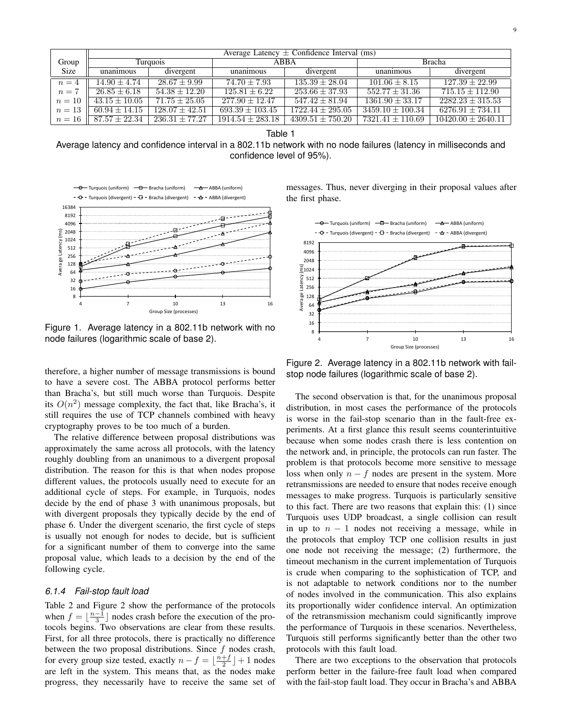| Group Size | Average Latency ± Confidence Interval (ms) | | | | | |
|---|---|---|---|---|---|---|
| | Turquois | | ABBA | | Bracha | |
| | unanimous | divergent | unanimous | divergent | unanimous | divergent |
| $n = 4$ | $14.90 \pm 4.74$ | $28.67 \pm 9.99$ | $74.70 \pm 7.93$ | $135.39 \pm 28.04$ | $101.06 \pm 8.15$ | $127.39 \pm 22.99$ |
| $n = 7$ | $26.85 \pm 6.18$ | $54.38 \pm 12.20$ | $125.81 \pm 6.22$ | $253.66 \pm 37.93$ | $552.77 \pm 31.36$ | $715.15 \pm 112.90$ |
| $n = 10$ | $43.15 \pm 10.05$ | $71.75 \pm 25.05$ | $277.90 \pm 12.47$ | $547.42 \pm 81.94$ | $1361.90 \pm 33.17$ | $2282.23 \pm 315.53$ |
| $n = 13$ | $60.94 \pm 14.15$ | $128.07 \pm 42.51$ | $693.39 \pm 103.45$ | $1722.44 \pm 295.05$ | $3459.10 \pm 100.34$ | $6276.91 \pm 734.11$ |
| $n = 16$ | $87.57 \pm 22.34$ | $236.31 \pm 77.27$ | $1914.54 \pm 283.18$ | $4309.51 \pm 750.20$ | $7321.41 \pm 110.69$ | $10420.00 \pm 2640.11$ |

Table 1
Average latency and confidence interval in a 802.11b network with no node failures (latency in milliseconds and confidence level of 95%).

Figure 1. Average latency in a 802.11b network with no node failures (logarithmic scale of base 2).

therefore, a higher number of message transmissions is bound to have a severe cost. The ABBA protocol performs better than Bracha's, but still much worse than Turquois. Despite its $O(n^2)$ message complexity, the fact that, like Bracha's, it still requires the use of TCP channels combined with heavy cryptography proves to be too much of a burden.

The relative difference between proposal distributions was approximately the same across all protocols, with the latency roughly doubling from an unanimous to a divergent proposal distribution. The reason for this is that when nodes propose different values, the protocols usually need to execute for an additional cycle of steps. For example, in Turquois, nodes decide by the end of phase 3 with unanimous proposals, but with divergent proposals they typically decide by the end of phase 6. Under the divergent scenario, the first cycle of steps is usually not enough for nodes to decide, but is sufficient for a significant number of them to converge into the same proposal value, which leads to a decision by the end of the following cycle.

#### *6.1.4 Fail-stop fault load*

Table 2 and Figure 2 show the performance of the protocols when $f = \lfloor \frac{n-1}{3} \rfloor$ nodes crash before the execution of the protocols begins. Two observations are clear from these results. First, for all three protocols, there is practically no difference between the two proposal distributions. Since $f$ nodes crash, for every group size tested, exactly $n - f = \lfloor \frac{n+f}{2} \rfloor + 1$ nodes are left in the system. This means that, as the nodes make progress, they necessarily have to receive the same set of messages. Thus, never diverging in their proposal values after the first phase.

Figure 2. Average latency in a 802.11b network with fail-stop node failures (logarithmic scale of base 2).

The second observation is that, for the unanimous proposal distribution, in most cases the performance of the protocols is worse in the fail-stop scenario than in the fault-free experiments. At a first glance this result seems counterintuitive because when some nodes crash there is less contention on the network and, in principle, the protocols can run faster. The problem is that protocols become more sensitive to message loss when only $n - f$ nodes are present in the system. More retransmissions are needed to ensure that nodes receive enough messages to make progress. Turquois is particularly sensitive to this fact. There are two reasons that explain this: (1) since Turquois uses UDP broadcast, a single collision can result in up to $n - 1$ nodes not receiving a message, while in the protocols that employ TCP one collision results in just one node not receiving the message; (2) furthermore, the timeout mechanism in the current implementation of Turquois is crude when comparing to the sophistication of TCP, and is not adaptable to network conditions nor to the number of nodes involved in the communication. This also explains its proportionally wider confidence interval. An optimization of the retransmission mechanism could significantly improve the performance of Turquois in these scenarios. Nevertheless, Turquois still performs significantly better than the other two protocols with this fault load.

There are two exceptions to the observation that protocols perform better in the failure-free fault load when compared with the fail-stop fault load. They occur in Bracha's and ABBA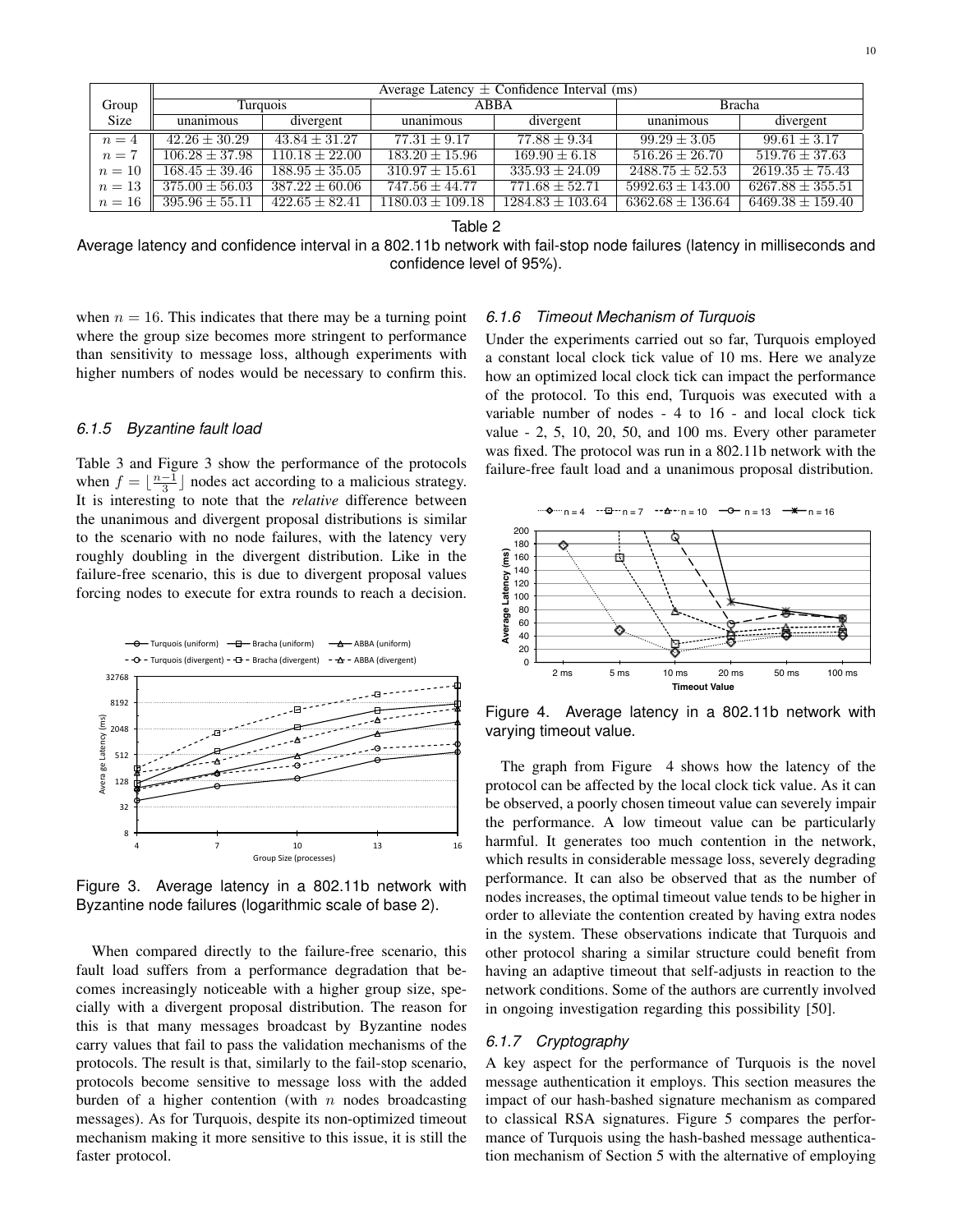| Group Size | Average Latency ± Confidence Interval (ms) | | | | | |
|---|---|---|---|---|---|---|
| | Turquois | | ABBA | | Bracha | |
| | unanimous | divergent | unanimous | divergent | unanimous | divergent |
| $n = 4$ | $42.26 \pm 30.29$ | $43.84 \pm 31.27$ | $77.31 \pm 9.17$ | $77.88 \pm 9.34$ | $99.29 \pm 3.05$ | $99.61 \pm 3.17$ |
| $n = 7$ | $106.28 \pm 37.98$ | $110.18 \pm 22.00$ | $183.20 \pm 15.96$ | $169.90 \pm 6.18$ | $516.26 \pm 26.70$ | $519.76 \pm 37.63$ |
| $n = 10$ | $168.45 \pm 39.46$ | $188.95 \pm 35.05$ | $310.97 \pm 15.61$ | $335.93 \pm 24.09$ | $2488.75 \pm 52.53$ | $2619.35 \pm 75.43$ |
| $n = 13$ | $375.00 \pm 56.03$ | $387.22 \pm 60.06$ | $747.56 \pm 44.77$ | $771.68 \pm 52.71$ | $5992.63 \pm 143.00$ | $6267.88 \pm 355.51$ |
| $n = 16$ | $395.96 \pm 55.11$ | $422.65 \pm 82.41$ | $1180.03 \pm 109.18$ | $1284.83 \pm 103.64$ | $6362.68 \pm 136.64$ | $6469.38 \pm 159.40$ |

Table 2

Average latency and confidence interval in a 802.11b network with fail-stop node failures (latency in milliseconds and confidence level of 95%).

when $n = 16$. This indicates that there may be a turning point where the group size becomes more stringent to performance than sensitivity to message loss, although experiments with higher numbers of nodes would be necessary to confirm this.

#### 6.1.5 Byzantine fault load

Table 3 and Figure 3 show the performance of the protocols when $f = \lfloor \frac{n-1}{3} \rfloor$ nodes act according to a malicious strategy. It is interesting to note that the *relative* difference between the unanimous and divergent proposal distributions is similar to the scenario with no node failures, with the latency very roughly doubling in the divergent distribution. Like in the failure-free scenario, this is due to divergent proposal values forcing nodes to execute for extra rounds to reach a decision.

Figure 3. Average latency in a 802.11b network with Byzantine node failures (logarithmic scale of base 2).

When compared directly to the failure-free scenario, this fault load suffers from a performance degradation that becomes increasingly noticeable with a higher group size, specially with a divergent proposal distribution. The reason for this is that many messages broadcast by Byzantine nodes carry values that fail to pass the validation mechanisms of the protocols. The result is that, similarly to the fail-stop scenario, protocols become sensitive to message loss with the added burden of a higher contention (with $n$ nodes broadcasting messages). As for Turquois, despite its non-optimized timeout mechanism making it more sensitive to this issue, it is still the faster protocol.

#### 6.1.6 Timeout Mechanism of Turquois

Under the experiments carried out so far, Turquois employed a constant local clock tick value of 10 ms. Here we analyze how an optimized local clock tick can impact the performance of the protocol. To this end, Turquois was executed with a variable number of nodes - 4 to 16 - and local clock tick value - 2, 5, 10, 20, 50, and 100 ms. Every other parameter was fixed. The protocol was run in a 802.11b network with the failure-free fault load and a unanimous proposal distribution.

Figure 4. Average latency in a 802.11b network with varying timeout value.

The graph from Figure 4 shows how the latency of the protocol can be affected by the local clock tick value. As it can be observed, a poorly chosen timeout value can severely impair the performance. A low timeout value can be particularly harmful. It generates too much contention in the network, which results in considerable message loss, severely degrading performance. It can also be observed that as the number of nodes increases, the optimal timeout value tends to be higher in order to alleviate the contention created by having extra nodes in the system. These observations indicate that Turquois and other protocol sharing a similar structure could benefit from having an adaptive timeout that self-adjusts in reaction to the network conditions. Some of the authors are currently involved in ongoing investigation regarding this possibility [50].

#### 6.1.7 Cryptography

A key aspect for the performance of Turquois is the novel message authentication it employs. This section measures the impact of our hash-bashed signature mechanism as compared to classical RSA signatures. Figure 5 compares the performance of Turquois using the hash-bashed message authentication mechanism of Section 5 with the alternative of employing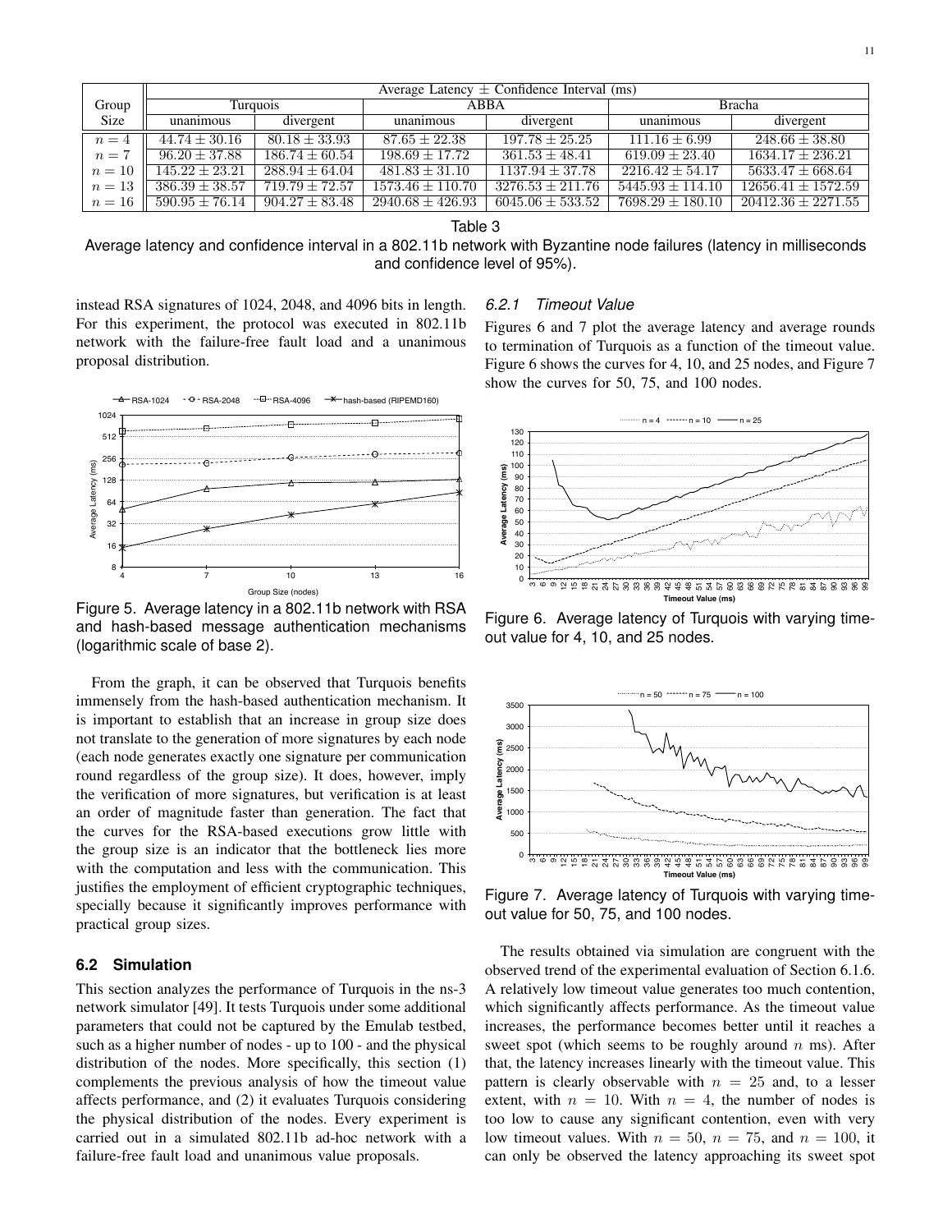| Group Size | Average Latency ± Confidence Interval (ms) | | | | | |
|---|---|---|---|---|---|---|
| | Turquois | | ABBA | | Bracha | |
| | unanimous | divergent | unanimous | divergent | unanimous | divergent |
| $n = 4$ | $44.74 \pm 30.16$ | $80.18 \pm 33.93$ | $87.65 \pm 22.38$ | $197.78 \pm 25.25$ | $111.16 \pm 6.99$ | $248.66 \pm 38.80$ |
| $n = 7$ | $96.20 \pm 37.88$ | $186.74 \pm 60.54$ | $198.69 \pm 17.72$ | $361.53 \pm 48.41$ | $619.09 \pm 23.40$ | $1634.17 \pm 236.21$ |
| $n = 10$ | $145.22 \pm 23.21$ | $288.94 \pm 64.04$ | $481.83 \pm 31.10$ | $1137.94 \pm 37.78$ | $2216.42 \pm 54.17$ | $5633.47 \pm 668.64$ |
| $n = 13$ | $386.39 \pm 38.57$ | $719.79 \pm 72.57$ | $1573.46 \pm 110.70$ | $3276.53 \pm 211.76$ | $5445.93 \pm 114.10$ | $12656.41 \pm 1572.59$ |
| $n = 16$ | $590.95 \pm 76.14$ | $904.27 \pm 83.48$ | $2940.68 \pm 426.93$ | $6045.06 \pm 533.52$ | $7698.29 \pm 180.10$ | $20412.36 \pm 2271.55$ |

Table 3

Average latency and confidence interval in a 802.11b network with Byzantine node failures (latency in milliseconds and confidence level of 95%).

instead RSA signatures of 1024, 2048, and 4096 bits in length. For this experiment, the protocol was executed in 802.11b network with the failure-free fault load and a unanimous proposal distribution.

Figure 5. Average latency in a 802.11b network with RSA and hash-based message authentication mechanisms (logarithmic scale of base 2).

From the graph, it can be observed that Turquois benefits immensely from the hash-based authentication mechanism. It is important to establish that an increase in group size does not translate to the generation of more signatures by each node (each node generates exactly one signature per communication round regardless of the group size). It does, however, imply the verification of more signatures, but verification is at least an order of magnitude faster than generation. The fact that the curves for the RSA-based executions grow little with the group size is an indicator that the bottleneck lies more with the computation and less with the communication. This justifies the employment of efficient cryptographic techniques, specially because it significantly improves performance with practical group sizes.

### 6.2 Simulation

This section analyzes the performance of Turquois in the ns-3 network simulator [49]. It tests Turquois under some additional parameters that could not be captured by the Emulab testbed, such as a higher number of nodes - up to 100 - and the physical distribution of the nodes. More specifically, this section (1) complements the previous analysis of how the timeout value affects performance, and (2) it evaluates Turquois considering the physical distribution of the nodes. Every experiment is carried out in a simulated 802.11b ad-hoc network with a failure-free fault load and unanimous value proposals.

#### 6.2.1 *Timeout Value*

Figures 6 and 7 plot the average latency and average rounds to termination of Turquois as a function of the timeout value. Figure 6 shows the curves for 4, 10, and 25 nodes, and Figure 7 show the curves for 50, 75, and 100 nodes.

Figure 6. Average latency of Turquois with varying timeout value for 4, 10, and 25 nodes.

Figure 7. Average latency of Turquois with varying timeout value for 50, 75, and 100 nodes.

The results obtained via simulation are congruent with the observed trend of the experimental evaluation of Section 6.1.6. A relatively low timeout value generates too much contention, which significantly affects performance. As the timeout value increases, the performance becomes better until it reaches a sweet spot (which seems to be roughly around $n$ ms). After that, the latency increases linearly with the timeout value. This pattern is clearly observable with $n = 25$ and, to a lesser extent, with $n = 10$. With $n = 4$, the number of nodes is too low to cause any significant contention, even with very low timeout values. With $n = 50$, $n = 75$, and $n = 100$, it can only be observed the latency approaching its sweet spot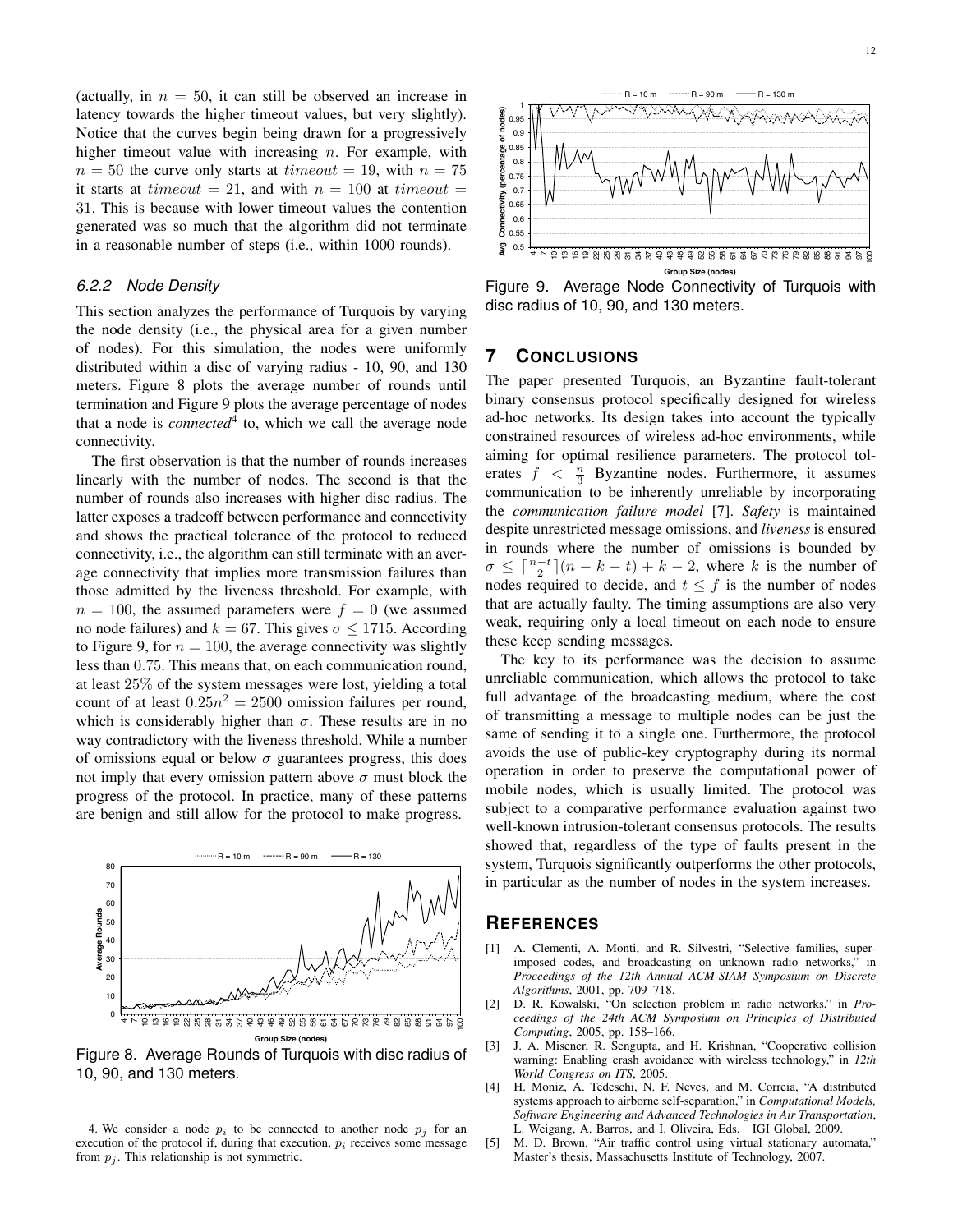(actually, in $n = 50$, it can still be observed an increase in latency towards the higher timeout values, but very slightly). Notice that the curves begin being drawn for a progressively higher timeout value with increasing $n$. For example, with $n = 50$ the curve only starts at $timeout = 19$, with $n = 75$ it starts at $timeout = 21$, and with $n = 100$ at $timeout = 31$. This is because with lower timeout values the contention generated was so much that the algorithm did not terminate in a reasonable number of steps (i.e., within 1000 rounds).

### 6.2.2 Node Density

This section analyzes the performance of Turquois by varying the node density (i.e., the physical area for a given number of nodes). For this simulation, the nodes were uniformly distributed within a disc of varying radius - 10, 90, and 130 meters. Figure 8 plots the average number of rounds until termination and Figure 9 plots the average percentage of nodes that a node is *connected*[4] to, which we call the average node connectivity.

The first observation is that the number of rounds increases linearly with the number of nodes. The second is that the number of rounds also increases with higher disc radius. The latter exposes a tradeoff between performance and connectivity and shows the practical tolerance of the protocol to reduced connectivity, i.e., the algorithm can still terminate with an average connectivity that implies more transmission failures than those admitted by the liveness threshold. For example, with $n = 100$, the assumed parameters were $f = 0$ (we assumed no node failures) and $k = 67$. This gives $\sigma \leq 1715$. According to Figure 9, for $n = 100$, the average connectivity was slightly less than $0.75$. This means that, on each communication round, at least 25% of the system messages were lost, yielding a total count of at least $0.25n^2 = 2500$ omission failures per round, which is considerably higher than $\sigma$. These results are in no way contradictory with the liveness threshold. While a number of omissions equal or below $\sigma$ guarantees progress, this does not imply that every omission pattern above $\sigma$ must block the progress of the protocol. In practice, many of these patterns are benign and still allow for the protocol to make progress.

Figure 8. Average Rounds of Turquois with disc radius of 10, 90, and 130 meters.

[4] We consider a node $p_i$ to be connected to another node $p_j$ for an execution of the protocol if, during that execution, $p_i$ receives some message from $p_j$. This relationship is not symmetric.

Figure 9. Average Node Connectivity of Turquois with disc radius of 10, 90, and 130 meters.

## 7 Conclusions

The paper presented Turquois, an Byzantine fault-tolerant binary consensus protocol specifically designed for wireless ad-hoc networks. Its design takes into account the typically constrained resources of wireless ad-hoc environments, while aiming for optimal resilience parameters. The protocol tolerates $f < \frac{n}{3}$ Byzantine nodes. Furthermore, it assumes communication to be inherently unreliable by incorporating the *communication failure model* [7]. *Safety* is maintained despite unrestricted message omissions, and *liveness* is ensured in rounds where the number of omissions is bounded by $\sigma \leq \lceil \frac{n-t}{2} \rceil (n - k - t) + k - 2$, where $k$ is the number of nodes required to decide, and $t \leq f$ is the number of nodes that are actually faulty. The timing assumptions are also very weak, requiring only a local timeout on each node to ensure these keep sending messages.

The key to its performance was the decision to assume unreliable communication, which allows the protocol to take full advantage of the broadcasting medium, where the cost of transmitting a message to multiple nodes can be just the same of sending it to a single one. Furthermore, the protocol avoids the use of public-key cryptography during its normal operation in order to preserve the computational power of mobile nodes, which is usually limited. The protocol was subject to a comparative performance evaluation against two well-known intrusion-tolerant consensus protocols. The results showed that, regardless of the type of faults present in the system, Turquois significantly outperforms the other protocols, in particular as the number of nodes in the system increases.

## References

[1] A. Clementi, A. Monti, and R. Silvestri, "Selective families, superimposed codes, and broadcasting on unknown radio networks," in *Proceedings of the 12th Annual ACM-SIAM Symposium on Discrete Algorithms*, 2001, pp. 709–718.

[2] D. R. Kowalski, "On selection problem in radio networks," in *Proceedings of the 24th ACM Symposium on Principles of Distributed Computing*, 2005, pp. 158–166.

[3] J. A. Misener, R. Sengupta, and H. Krishnan, "Cooperative collision warning: Enabling crash avoidance with wireless technology," in *12th World Congress on ITS*, 2005.

[4] H. Moniz, A. Tedeschi, N. F. Neves, and M. Correia, "A distributed systems approach to airborne self-separation," in *Computational Models, Software Engineering and Advanced Technologies in Air Transportation*, L. Weigang, A. Barros, and I. Oliveira, Eds. IGI Global, 2009.

[5] M. D. Brown, "Air traffic control using virtual stationary automata," Master's thesis, Massachusetts Institute of Technology, 2007.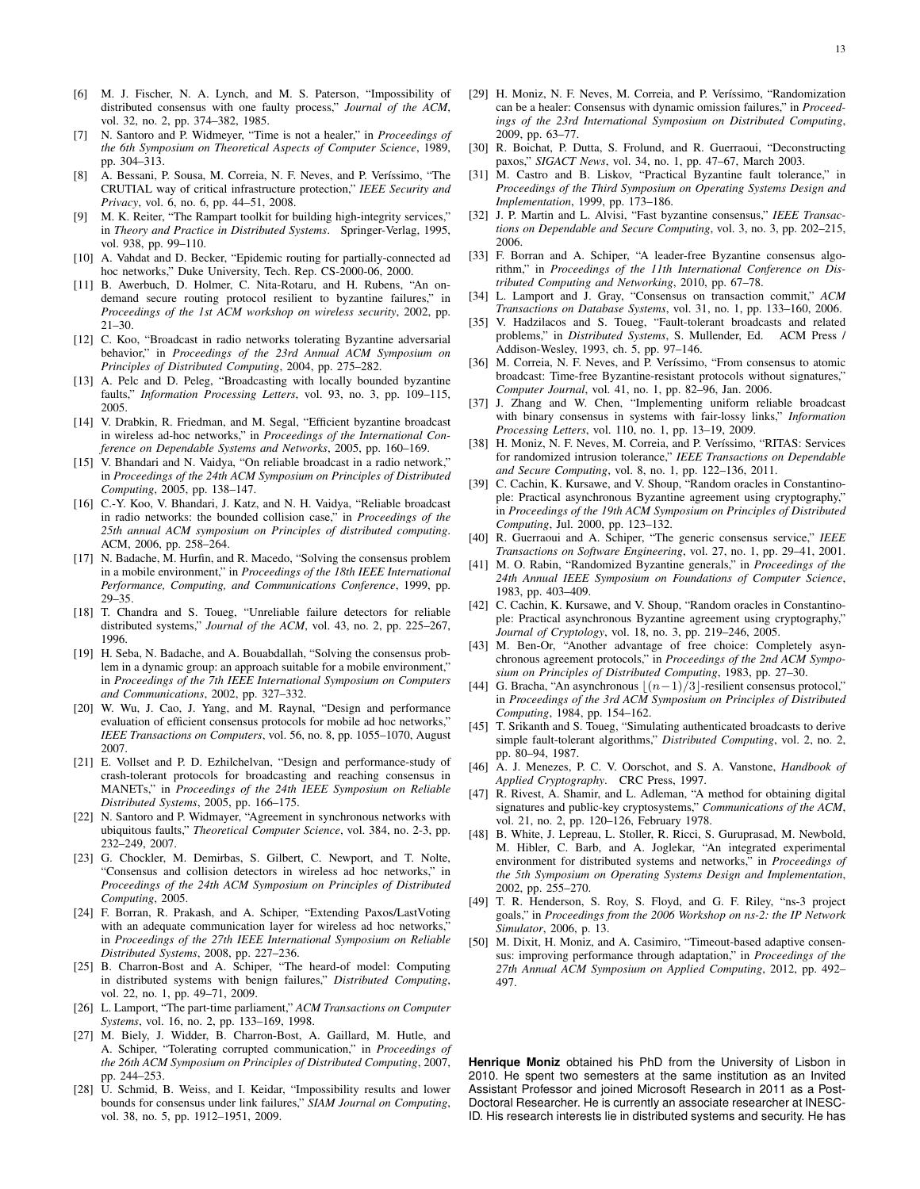[6] M. J. Fischer, N. A. Lynch, and M. S. Paterson, "Impossibility of distributed consensus with one faulty process," *Journal of the ACM*, vol. 32, no. 2, pp. 374–382, 1985.

[7] N. Santoro and P. Widmeyer, "Time is not a healer," in *Proceedings of the 6th Symposium on Theoretical Aspects of Computer Science*, 1989, pp. 304–313.

[8] A. Bessani, P. Sousa, M. Correia, N. F. Neves, and P. Veríssimo, "The CRUTIAL way of critical infrastructure protection," *IEEE Security and Privacy*, vol. 6, no. 6, pp. 44–51, 2008.

[9] M. K. Reiter, "The Rampart toolkit for building high-integrity services," in *Theory and Practice in Distributed Systems*. Springer-Verlag, 1995, vol. 938, pp. 99–110.

[10] A. Vahdat and D. Becker, "Epidemic routing for partially-connected ad hoc networks," Duke University, Tech. Rep. CS-2000-06, 2000.

[11] B. Awerbuch, D. Holmer, C. Nita-Rotaru, and H. Rubens, "An on-demand secure routing protocol resilient to byzantine failures," in *Proceedings of the 1st ACM workshop on wireless security*, 2002, pp. 21–30.

[12] C. Koo, "Broadcast in radio networks tolerating Byzantine adversarial behavior," in *Proceedings of the 23rd Annual ACM Symposium on Principles of Distributed Computing*, 2004, pp. 275–282.

[13] A. Pelc and D. Peleg, "Broadcasting with locally bounded byzantine faults," *Information Processing Letters*, vol. 93, no. 3, pp. 109–115, 2005.

[14] V. Drabkin, R. Friedman, and M. Segal, "Efficient byzantine broadcast in wireless ad-hoc networks," in *Proceedings of the International Conference on Dependable Systems and Networks*, 2005, pp. 160–169.

[15] V. Bhandari and N. Vaidya, "On reliable broadcast in a radio network," in *Proceedings of the 24th ACM Symposium on Principles of Distributed Computing*, 2005, pp. 138–147.

[16] C.-Y. Koo, V. Bhandari, J. Katz, and N. H. Vaidya, "Reliable broadcast in radio networks: the bounded collision case," in *Proceedings of the 25th annual ACM symposium on Principles of distributed computing*. ACM, 2006, pp. 258–264.

[17] N. Badache, M. Hurfin, and R. Macedo, "Solving the consensus problem in a mobile environment," in *Proceedings of the 18th IEEE International Performance, Computing, and Communications Conference*, 1999, pp. 29–35.

[18] T. Chandra and S. Toueg, "Unreliable failure detectors for reliable distributed systems," *Journal of the ACM*, vol. 43, no. 2, pp. 225–267, 1996.

[19] H. Seba, N. Badache, and A. Bouabdallah, "Solving the consensus problem in a dynamic group: an approach suitable for a mobile environment," in *Proceedings of the 7th IEEE International Symposium on Computers and Communications*, 2002, pp. 327–332.

[20] W. Wu, J. Cao, J. Yang, and M. Raynal, "Design and performance evaluation of efficient consensus protocols for mobile ad hoc networks," *IEEE Transactions on Computers*, vol. 56, no. 8, pp. 1055–1070, August 2007.

[21] E. Vollset and P. D. Ezhilchelvan, "Design and performance-study of crash-tolerant protocols for broadcasting and reaching consensus in MANETs," in *Proceedings of the 24th IEEE Symposium on Reliable Distributed Systems*, 2005, pp. 166–175.

[22] N. Santoro and P. Widmayer, "Agreement in synchronous networks with ubiquitous faults," *Theoretical Computer Science*, vol. 384, no. 2-3, pp. 232–249, 2007.

[23] G. Chockler, M. Demirbas, S. Gilbert, C. Newport, and T. Nolte, "Consensus and collision detectors in wireless ad hoc networks," in *Proceedings of the 24th ACM Symposium on Principles of Distributed Computing*, 2005.

[24] F. Borran, R. Prakash, and A. Schiper, "Extending Paxos/LastVoting with an adequate communication layer for wireless ad hoc networks," in *Proceedings of the 27th IEEE International Symposium on Reliable Distributed Systems*, 2008, pp. 227–236.

[25] B. Charron-Bost and A. Schiper, "The heard-of model: Computing in distributed systems with benign failures," *Distributed Computing*, vol. 22, no. 1, pp. 49–71, 2009.

[26] L. Lamport, "The part-time parliament," *ACM Transactions on Computer Systems*, vol. 16, no. 2, pp. 133–169, 1998.

[27] M. Biely, J. Widder, B. Charron-Bost, A. Gaillard, M. Hutle, and A. Schiper, "Tolerating corrupted communication," in *Proceedings of the 26th ACM Symposium on Principles of Distributed Computing*, 2007, pp. 244–253.

[28] U. Schmid, B. Weiss, and I. Keidar, "Impossibility results and lower bounds for consensus under link failures," *SIAM Journal on Computing*, vol. 38, no. 5, pp. 1912–1951, 2009.

[29] H. Moniz, N. F. Neves, M. Correia, and P. Veríssimo, "Randomization can be a healer: Consensus with dynamic omission failures," in *Proceedings of the 23rd International Symposium on Distributed Computing*, 2009, pp. 63–77.

[30] R. Boichat, P. Dutta, S. Frolund, and R. Guerraoui, "Deconstructing paxos," *SIGACT News*, vol. 34, no. 1, pp. 47–67, March 2003.

[31] M. Castro and B. Liskov, "Practical Byzantine fault tolerance," in *Proceedings of the Third Symposium on Operating Systems Design and Implementation*, 1999, pp. 173–186.

[32] J. P. Martin and L. Alvisi, "Fast byzantine consensus," *IEEE Transactions on Dependable and Secure Computing*, vol. 3, no. 3, pp. 202–215, 2006.

[33] F. Borran and A. Schiper, "A leader-free Byzantine consensus algorithm," in *Proceedings of the 11th International Conference on Distributed Computing and Networking*, 2010, pp. 67–78.

[34] L. Lamport and J. Gray, "Consensus on transaction commit," *ACM Transactions on Database Systems*, vol. 31, no. 1, pp. 133–160, 2006.

[35] V. Hadzilacos and S. Toueg, "Fault-tolerant broadcasts and related problems," in *Distributed Systems*, S. Mullender, Ed. ACM Press / Addison-Wesley, 1993, ch. 5, pp. 97–146.

[36] M. Correia, N. F. Neves, and P. Veríssimo, "From consensus to atomic broadcast: Time-free Byzantine-resistant protocols without signatures," *Computer Journal*, vol. 41, no. 1, pp. 82–96, Jan. 2006.

[37] J. Zhang and W. Chen, "Implementing uniform reliable broadcast with binary consensus in systems with fair-lossy links," *Information Processing Letters*, vol. 110, no. 1, pp. 13–19, 2009.

[38] H. Moniz, N. F. Neves, M. Correia, and P. Veríssimo, "RITAS: Services for randomized intrusion tolerance," *IEEE Transactions on Dependable and Secure Computing*, vol. 8, no. 1, pp. 122–136, 2011.

[39] C. Cachin, K. Kursawe, and V. Shoup, "Random oracles in Constantinople: Practical asynchronous Byzantine agreement using cryptography," in *Proceedings of the 19th ACM Symposium on Principles of Distributed Computing*, Jul. 2000, pp. 123–132.

[40] R. Guerraoui and A. Schiper, "The generic consensus service," *IEEE Transactions on Software Engineering*, vol. 27, no. 1, pp. 29–41, 2001.

[41] M. O. Rabin, "Randomized Byzantine generals," in *Proceedings of the 24th Annual IEEE Symposium on Foundations of Computer Science*, 1983, pp. 403–409.

[42] C. Cachin, K. Kursawe, and V. Shoup, "Random oracles in Constantinople: Practical asynchronous Byzantine agreement using cryptography," *Journal of Cryptology*, vol. 18, no. 3, pp. 219–246, 2005.

[43] M. Ben-Or, "Another advantage of free choice: Completely asynchronous agreement protocols," in *Proceedings of the 2nd ACM Symposium on Principles of Distributed Computing*, 1983, pp. 27–30.

[44] G. Bracha, "An asynchronous $\lfloor (n-1)/3 \rfloor$-resilient consensus protocol," in *Proceedings of the 3rd ACM Symposium on Principles of Distributed Computing*, 1984, pp. 154–162.

[45] T. Srikanth and S. Toueg, "Simulating authenticated broadcasts to derive simple fault-tolerant algorithms," *Distributed Computing*, vol. 2, no. 2, pp. 80–94, 1987.

[46] A. J. Menezes, P. C. V. Oorschot, and S. A. Vanstone, *Handbook of Applied Cryptography*. CRC Press, 1997.

[47] R. Rivest, A. Shamir, and L. Adleman, "A method for obtaining digital signatures and public-key cryptosystems," *Communications of the ACM*, vol. 21, no. 2, pp. 120–126, February 1978.

[48] B. White, J. Lepreau, L. Stoller, R. Ricci, S. Guruprasad, M. Newbold, M. Hibler, C. Barb, and A. Joglekar, "An integrated experimental environment for distributed systems and networks," in *Proceedings of the 5th Symposium on Operating Systems Design and Implementation*, 2002, pp. 255–270.

[49] T. R. Henderson, S. Roy, S. Floyd, and G. F. Riley, "ns-3 project goals," in *Proceedings from the 2006 Workshop on ns-2: the IP Network Simulator*, 2006, p. 13.

[50] M. Dixit, H. Moniz, and A. Casimiro, "Timeout-based adaptive consensus: improving performance through adaptation," in *Proceedings of the 27th Annual ACM Symposium on Applied Computing*, 2012, pp. 492–497.

**Henrique Moniz** obtained his PhD from the University of Lisbon in 2010. He spent two semesters at the same institution as an Invited Assistant Professor and joined Microsoft Research in 2011 as a Post-Doctoral Researcher. He is currently an associate researcher at INESC-ID. His research interests lie in distributed systems and security. He has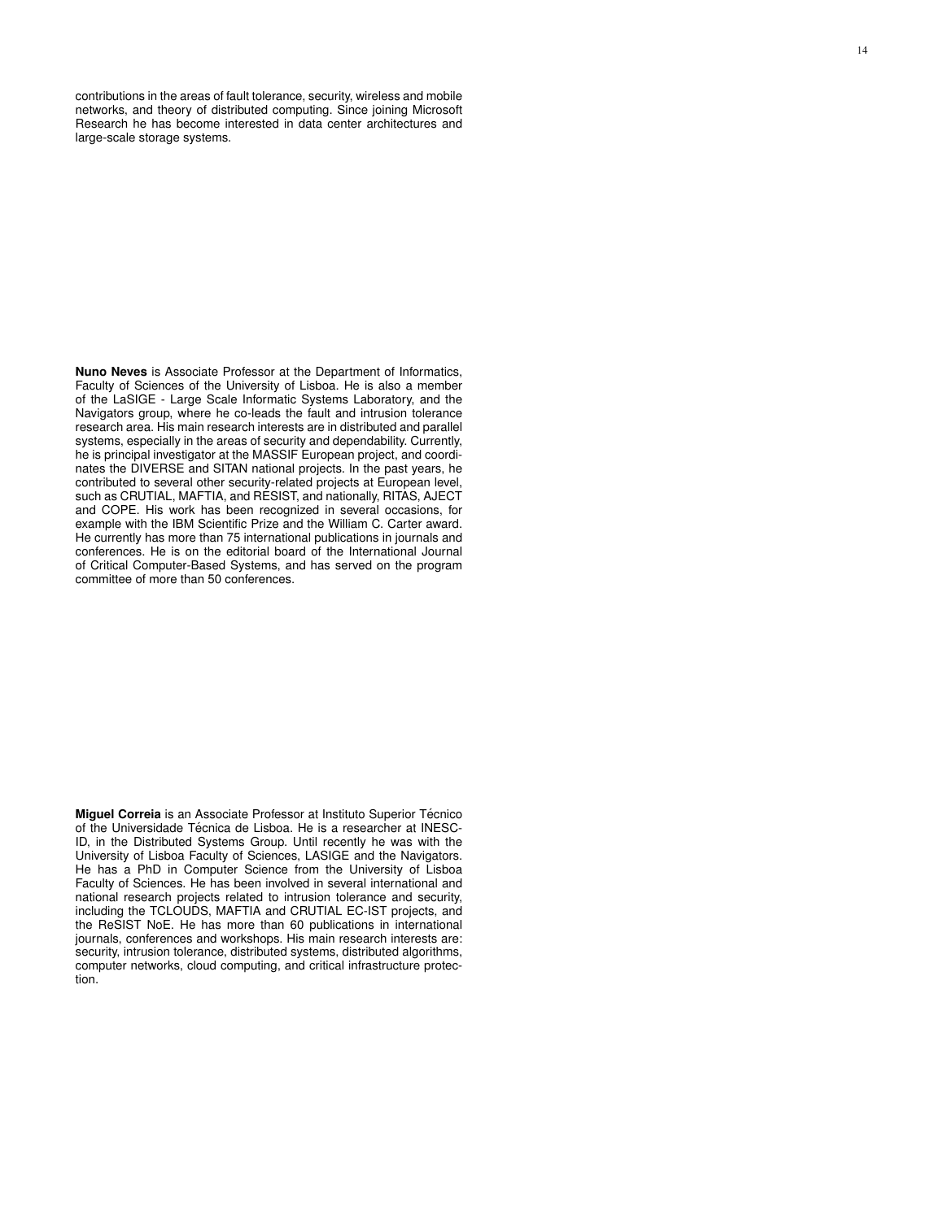contributions in the areas of fault tolerance, security, wireless and mobile networks, and theory of distributed computing. Since joining Microsoft Research he has become interested in data center architectures and large-scale storage systems.

**Nuno Neves** is Associate Professor at the Department of Informatics, Faculty of Sciences of the University of Lisboa. He is also a member of the LaSIGE - Large Scale Informatic Systems Laboratory, and the Navigators group, where he co-leads the fault and intrusion tolerance research area. His main research interests are in distributed and parallel systems, especially in the areas of security and dependability. Currently, he is principal investigator at the MASSIF European project, and coordinates the DIVERSE and SITAN national projects. In the past years, he contributed to several other security-related projects at European level, such as CRUTIAL, MAFTIA, and RESIST, and nationally, RITAS, AJECT and COPE. His work has been recognized in several occasions, for example with the IBM Scientific Prize and the William C. Carter award. He currently has more than 75 international publications in journals and conferences. He is on the editorial board of the International Journal of Critical Computer-Based Systems, and has served on the program committee of more than 50 conferences.

**Miguel Correia** is an Associate Professor at Instituto Superior Técnico of the Universidade Técnica de Lisboa. He is a researcher at INESC-ID, in the Distributed Systems Group. Until recently he was with the University of Lisboa Faculty of Sciences, LASIGE and the Navigators. He has a PhD in Computer Science from the University of Lisboa Faculty of Sciences. He has been involved in several international and national research projects related to intrusion tolerance and security, including the TCLOUDS, MAFTIA and CRUTIAL EC-IST projects, and the ReSIST NoE. He has more than 60 publications in international journals, conferences and workshops. His main research interests are: security, intrusion tolerance, distributed systems, distributed algorithms, computer networks, cloud computing, and critical infrastructure protection.